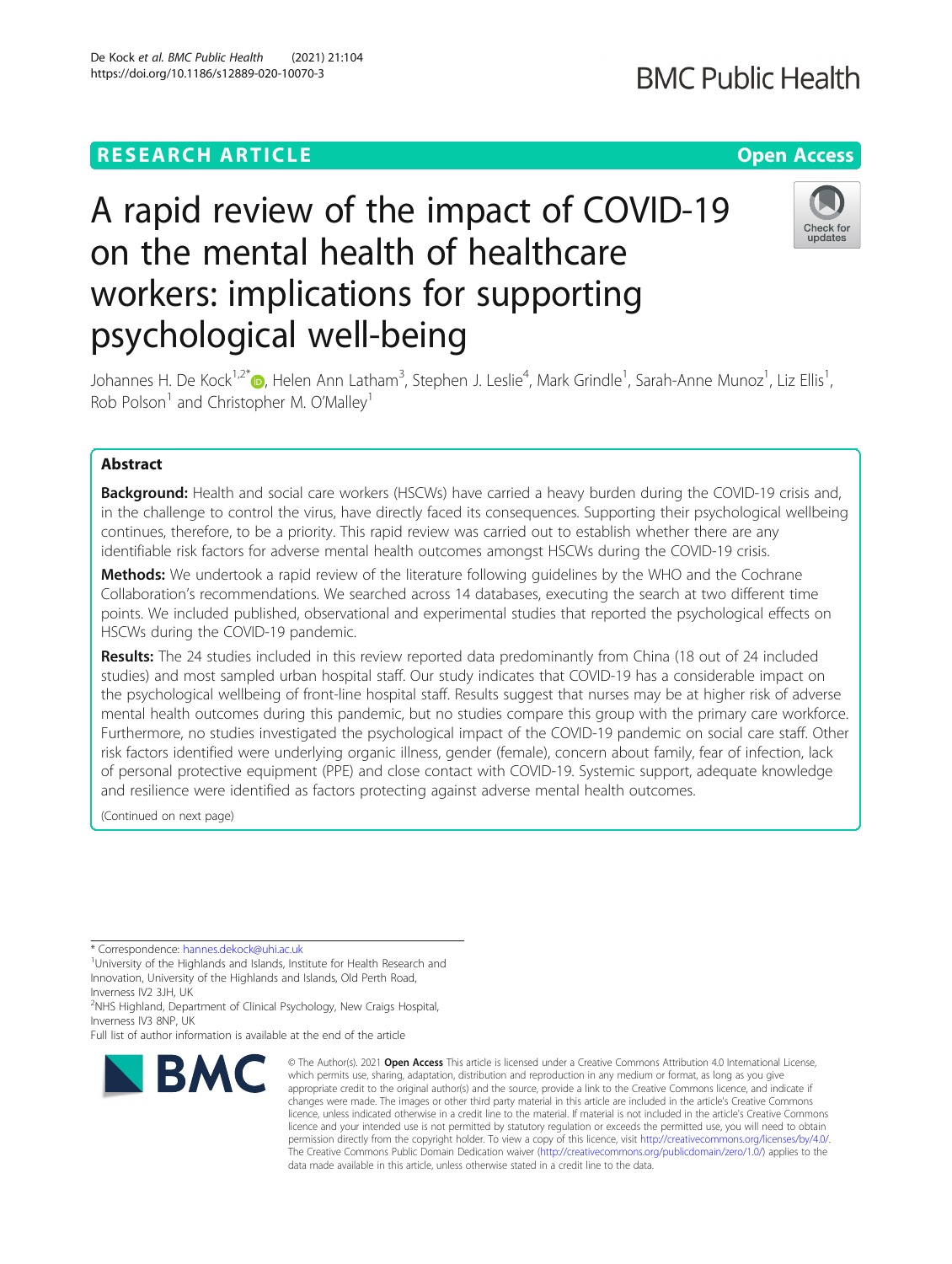RESEARCH ARTICLE

Open Access

# A rapid review of the impact of COVID-19 on the mental health of healthcare workers: implications for supporting psychological well-being

Johannes H. De Kock[1,2*], Helen Ann Latham[3], Stephen J. Leslie[4], Mark Grindle[1], Sarah-Anne Munoz[1], Liz Ellis[1], Rob Polson[1] and Christopher M. O'Malley[1]

## Abstract

**Background:** Health and social care workers (HSCWs) have carried a heavy burden during the COVID-19 crisis and, in the challenge to control the virus, have directly faced its consequences. Supporting their psychological wellbeing continues, therefore, to be a priority. This rapid review was carried out to establish whether there are any identifiable risk factors for adverse mental health outcomes amongst HSCWs during the COVID-19 crisis.

**Methods:** We undertook a rapid review of the literature following guidelines by the WHO and the Cochrane Collaboration's recommendations. We searched across 14 databases, executing the search at two different time points. We included published, observational and experimental studies that reported the psychological effects on HSCWs during the COVID-19 pandemic.

**Results:** The 24 studies included in this review reported data predominantly from China (18 out of 24 included studies) and most sampled urban hospital staff. Our study indicates that COVID-19 has a considerable impact on the psychological wellbeing of front-line hospital staff. Results suggest that nurses may be at higher risk of adverse mental health outcomes during this pandemic, but no studies compare this group with the primary care workforce. Furthermore, no studies investigated the psychological impact of the COVID-19 pandemic on social care staff. Other risk factors identified were underlying organic illness, gender (female), concern about family, fear of infection, lack of personal protective equipment (PPE) and close contact with COVID-19. Systemic support, adequate knowledge and resilience were identified as factors protecting against adverse mental health outcomes.

(Continued on next page)

\* Correspondence: hannes.dekock@uhi.ac.uk

[1]University of the Highlands and Islands, Institute for Health Research and Innovation, University of the Highlands and Islands, Old Perth Road, Inverness IV2 3JH, UK

[2]NHS Highland, Department of Clinical Psychology, New Craigs Hospital, Inverness IV3 8NP, UK

Full list of author information is available at the end of the article

© The Author(s). 2021 **Open Access** This article is licensed under a Creative Commons Attribution 4.0 International License, which permits use, sharing, adaptation, distribution and reproduction in any medium or format, as long as you give appropriate credit to the original author(s) and the source, provide a link to the Creative Commons licence, and indicate if changes were made. The images or other third party material in this article are included in the article's Creative Commons licence, unless indicated otherwise in a credit line to the material. If material is not included in the article's Creative Commons licence and your intended use is not permitted by statutory regulation or exceeds the permitted use, you will need to obtain permission directly from the copyright holder. To view a copy of this licence, visit http://creativecommons.org/licenses/by/4.0/. The Creative Commons Public Domain Dedication waiver (http://creativecommons.org/publicdomain/zero/1.0/) applies to the data made available in this article, unless otherwise stated in a credit line to the data.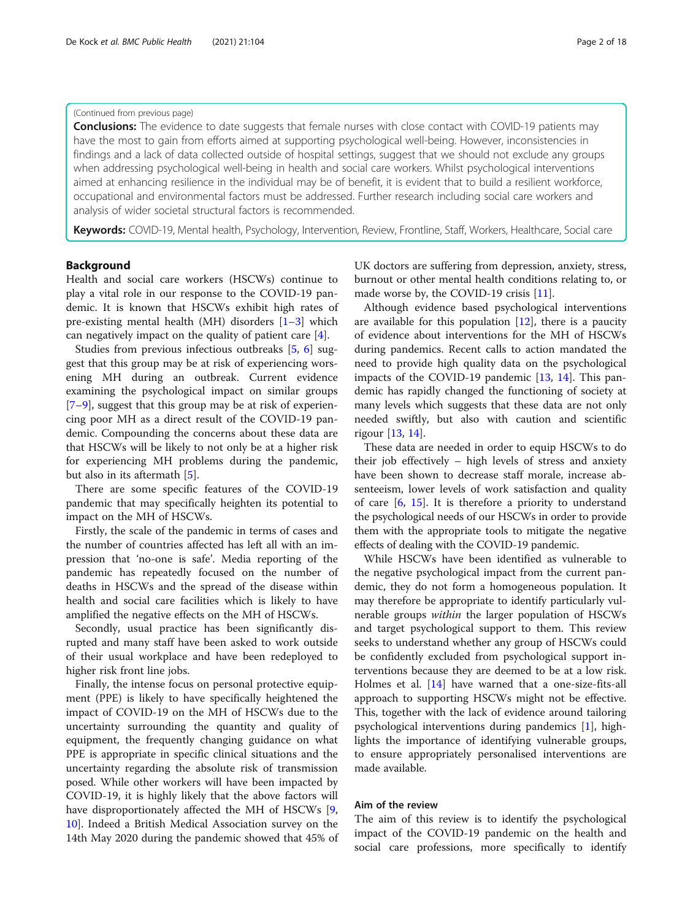(Continued from previous page)

**Conclusions:** The evidence to date suggests that female nurses with close contact with COVID-19 patients may have the most to gain from efforts aimed at supporting psychological well-being. However, inconsistencies in findings and a lack of data collected outside of hospital settings, suggest that we should not exclude any groups when addressing psychological well-being in health and social care workers. Whilst psychological interventions aimed at enhancing resilience in the individual may be of benefit, it is evident that to build a resilient workforce, occupational and environmental factors must be addressed. Further research including social care workers and analysis of wider societal structural factors is recommended.

**Keywords:** COVID-19, Mental health, Psychology, Intervention, Review, Frontline, Staff, Workers, Healthcare, Social care

## Background

Health and social care workers (HSCWs) continue to play a vital role in our response to the COVID-19 pandemic. It is known that HSCWs exhibit high rates of pre-existing mental health (MH) disorders [1–3] which can negatively impact on the quality of patient care [4].

Studies from previous infectious outbreaks [5, 6] suggest that this group may be at risk of experiencing worsening MH during an outbreak. Current evidence examining the psychological impact on similar groups [7–9], suggest that this group may be at risk of experiencing poor MH as a direct result of the COVID-19 pandemic. Compounding the concerns about these data are that HSCWs will be likely to not only be at a higher risk for experiencing MH problems during the pandemic, but also in its aftermath [5].

There are some specific features of the COVID-19 pandemic that may specifically heighten its potential to impact on the MH of HSCWs.

Firstly, the scale of the pandemic in terms of cases and the number of countries affected has left all with an impression that 'no-one is safe'. Media reporting of the pandemic has repeatedly focused on the number of deaths in HSCWs and the spread of the disease within health and social care facilities which is likely to have amplified the negative effects on the MH of HSCWs.

Secondly, usual practice has been significantly disrupted and many staff have been asked to work outside of their usual workplace and have been redeployed to higher risk front line jobs.

Finally, the intense focus on personal protective equipment (PPE) is likely to have specifically heightened the impact of COVID-19 on the MH of HSCWs due to the uncertainty surrounding the quantity and quality of equipment, the frequently changing guidance on what PPE is appropriate in specific clinical situations and the uncertainty regarding the absolute risk of transmission posed. While other workers will have been impacted by COVID-19, it is highly likely that the above factors will have disproportionately affected the MH of HSCWs [9, 10]. Indeed a British Medical Association survey on the 14th May 2020 during the pandemic showed that 45% of UK doctors are suffering from depression, anxiety, stress, burnout or other mental health conditions relating to, or made worse by, the COVID-19 crisis [11].

Although evidence based psychological interventions are available for this population [12], there is a paucity of evidence about interventions for the MH of HSCWs during pandemics. Recent calls to action mandated the need to provide high quality data on the psychological impacts of the COVID-19 pandemic [13, 14]. This pandemic has rapidly changed the functioning of society at many levels which suggests that these data are not only needed swiftly, but also with caution and scientific rigour [13, 14].

These data are needed in order to equip HSCWs to do their job effectively – high levels of stress and anxiety have been shown to decrease staff morale, increase absenteeism, lower levels of work satisfaction and quality of care [6, 15]. It is therefore a priority to understand the psychological needs of our HSCWs in order to provide them with the appropriate tools to mitigate the negative effects of dealing with the COVID-19 pandemic.

While HSCWs have been identified as vulnerable to the negative psychological impact from the current pandemic, they do not form a homogeneous population. It may therefore be appropriate to identify particularly vulnerable groups *within* the larger population of HSCWs and target psychological support to them. This review seeks to understand whether any group of HSCWs could be confidently excluded from psychological support interventions because they are deemed to be at a low risk. Holmes et al. [14] have warned that a one-size-fits-all approach to supporting HSCWs might not be effective. This, together with the lack of evidence around tailoring psychological interventions during pandemics [1], highlights the importance of identifying vulnerable groups, to ensure appropriately personalised interventions are made available.

### Aim of the review

The aim of this review is to identify the psychological impact of the COVID-19 pandemic on the health and social care professions, more specifically to identify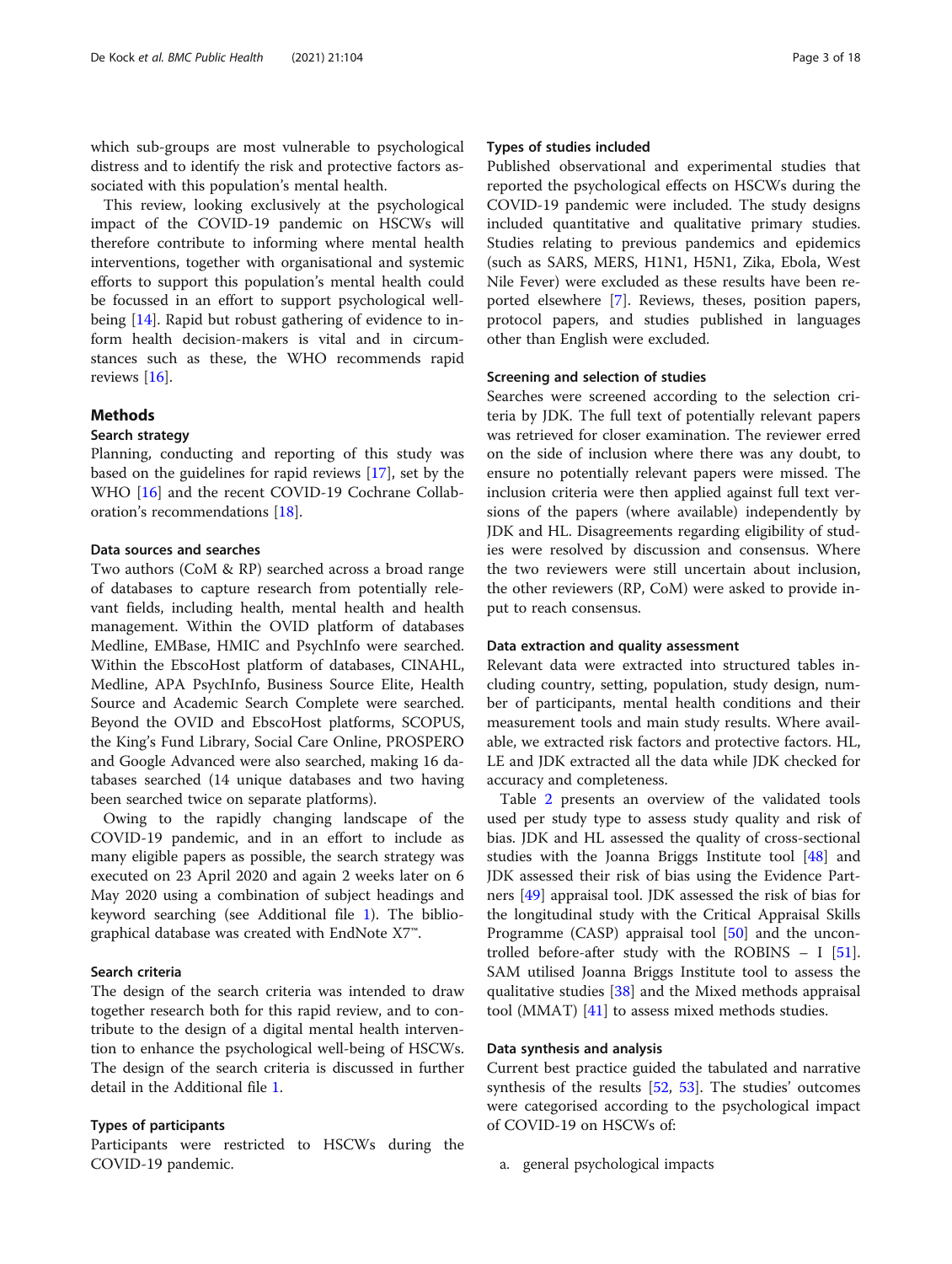which sub-groups are most vulnerable to psychological distress and to identify the risk and protective factors associated with this population's mental health.

This review, looking exclusively at the psychological impact of the COVID-19 pandemic on HSCWs will therefore contribute to informing where mental health interventions, together with organisational and systemic efforts to support this population's mental health could be focussed in an effort to support psychological wellbeing [14]. Rapid but robust gathering of evidence to inform health decision-makers is vital and in circumstances such as these, the WHO recommends rapid reviews [16].

## Methods

### Search strategy

Planning, conducting and reporting of this study was based on the guidelines for rapid reviews [17], set by the WHO [16] and the recent COVID-19 Cochrane Collaboration's recommendations [18].

### Data sources and searches

Two authors (CoM & RP) searched across a broad range of databases to capture research from potentially relevant fields, including health, mental health and health management. Within the OVID platform of databases Medline, EMBase, HMIC and PsychInfo were searched. Within the EbscoHost platform of databases, CINAHL, Medline, APA PsychInfo, Business Source Elite, Health Source and Academic Search Complete were searched. Beyond the OVID and EbscoHost platforms, SCOPUS, the King's Fund Library, Social Care Online, PROSPERO and Google Advanced were also searched, making 16 databases searched (14 unique databases and two having been searched twice on separate platforms).

Owing to the rapidly changing landscape of the COVID-19 pandemic, and in an effort to include as many eligible papers as possible, the search strategy was executed on 23 April 2020 and again 2 weeks later on 6 May 2020 using a combination of subject headings and keyword searching (see Additional file 1). The bibliographical database was created with EndNote X7™.

### Search criteria

The design of the search criteria was intended to draw together research both for this rapid review, and to contribute to the design of a digital mental health intervention to enhance the psychological well-being of HSCWs. The design of the search criteria is discussed in further detail in the Additional file 1.

### Types of participants

Participants were restricted to HSCWs during the COVID-19 pandemic.

### Types of studies included

Published observational and experimental studies that reported the psychological effects on HSCWs during the COVID-19 pandemic were included. The study designs included quantitative and qualitative primary studies. Studies relating to previous pandemics and epidemics (such as SARS, MERS, H1N1, H5N1, Zika, Ebola, West Nile Fever) were excluded as these results have been reported elsewhere [7]. Reviews, theses, position papers, protocol papers, and studies published in languages other than English were excluded.

### Screening and selection of studies

Searches were screened according to the selection criteria by JDK. The full text of potentially relevant papers was retrieved for closer examination. The reviewer erred on the side of inclusion where there was any doubt, to ensure no potentially relevant papers were missed. The inclusion criteria were then applied against full text versions of the papers (where available) independently by JDK and HL. Disagreements regarding eligibility of studies were resolved by discussion and consensus. Where the two reviewers were still uncertain about inclusion, the other reviewers (RP, CoM) were asked to provide input to reach consensus.

### Data extraction and quality assessment

Relevant data were extracted into structured tables including country, setting, population, study design, number of participants, mental health conditions and their measurement tools and main study results. Where available, we extracted risk factors and protective factors. HL, LE and JDK extracted all the data while JDK checked for accuracy and completeness.

Table 2 presents an overview of the validated tools used per study type to assess study quality and risk of bias. JDK and HL assessed the quality of cross-sectional studies with the Joanna Briggs Institute tool [48] and JDK assessed their risk of bias using the Evidence Partners [49] appraisal tool. JDK assessed the risk of bias for the longitudinal study with the Critical Appraisal Skills Programme (CASP) appraisal tool [50] and the uncontrolled before-after study with the ROBINS – I [51]. SAM utilised Joanna Briggs Institute tool to assess the qualitative studies [38] and the Mixed methods appraisal tool (MMAT) [41] to assess mixed methods studies.

### Data synthesis and analysis

Current best practice guided the tabulated and narrative synthesis of the results [52, 53]. The studies' outcomes were categorised according to the psychological impact of COVID-19 on HSCWs of:

a. general psychological impacts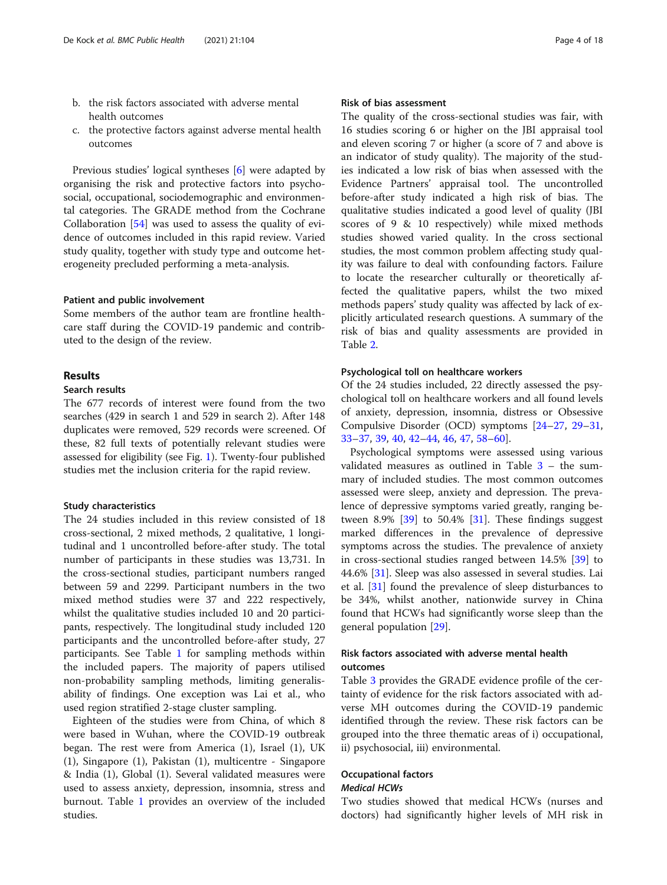b. the risk factors associated with adverse mental health outcomes
c. the protective factors against adverse mental health outcomes

Previous studies' logical syntheses [6] were adapted by organising the risk and protective factors into psychosocial, occupational, sociodemographic and environmental categories. The GRADE method from the Cochrane Collaboration [54] was used to assess the quality of evidence of outcomes included in this rapid review. Varied study quality, together with study type and outcome heterogeneity precluded performing a meta-analysis.

### Patient and public involvement

Some members of the author team are frontline healthcare staff during the COVID-19 pandemic and contributed to the design of the review.

## Results

### Search results

The 677 records of interest were found from the two searches (429 in search 1 and 529 in search 2). After 148 duplicates were removed, 529 records were screened. Of these, 82 full texts of potentially relevant studies were assessed for eligibility (see Fig. 1). Twenty-four published studies met the inclusion criteria for the rapid review.

### Study characteristics

The 24 studies included in this review consisted of 18 cross-sectional, 2 mixed methods, 2 qualitative, 1 longitudinal and 1 uncontrolled before-after study. The total number of participants in these studies was 13,731. In the cross-sectional studies, participant numbers ranged between 59 and 2299. Participant numbers in the two mixed method studies were 37 and 222 respectively, whilst the qualitative studies included 10 and 20 participants, respectively. The longitudinal study included 120 participants and the uncontrolled before-after study, 27 participants. See Table 1 for sampling methods within the included papers. The majority of papers utilised non-probability sampling methods, limiting generalisability of findings. One exception was Lai et al., who used region stratified 2-stage cluster sampling.

Eighteen of the studies were from China, of which 8 were based in Wuhan, where the COVID-19 outbreak began. The rest were from America (1), Israel (1), UK (1), Singapore (1), Pakistan (1), multicentre - Singapore & India (1), Global (1). Several validated measures were used to assess anxiety, depression, insomnia, stress and burnout. Table 1 provides an overview of the included studies.

### Risk of bias assessment

The quality of the cross-sectional studies was fair, with 16 studies scoring 6 or higher on the JBI appraisal tool and eleven scoring 7 or higher (a score of 7 and above is an indicator of study quality). The majority of the studies indicated a low risk of bias when assessed with the Evidence Partners' appraisal tool. The uncontrolled before-after study indicated a high risk of bias. The qualitative studies indicated a good level of quality (JBI scores of 9 & 10 respectively) while mixed methods studies showed varied quality. In the cross sectional studies, the most common problem affecting study quality was failure to deal with confounding factors. Failure to locate the researcher culturally or theoretically affected the qualitative papers, whilst the two mixed methods papers' study quality was affected by lack of explicitly articulated research questions. A summary of the risk of bias and quality assessments are provided in Table 2.

### Psychological toll on healthcare workers

Of the 24 studies included, 22 directly assessed the psychological toll on healthcare workers and all found levels of anxiety, depression, insomnia, distress or Obsessive Compulsive Disorder (OCD) symptoms [24–27, 29–31, 33–37, 39, 40, 42–44, 46, 47, 58–60].

Psychological symptoms were assessed using various validated measures as outlined in Table 3 – the summary of included studies. The most common outcomes assessed were sleep, anxiety and depression. The prevalence of depressive symptoms varied greatly, ranging between 8.9% [39] to 50.4% [31]. These findings suggest marked differences in the prevalence of depressive symptoms across the studies. The prevalence of anxiety in cross-sectional studies ranged between 14.5% [39] to 44.6% [31]. Sleep was also assessed in several studies. Lai et al. [31] found the prevalence of sleep disturbances to be 34%, whilst another, nationwide survey in China found that HCWs had significantly worse sleep than the general population [29].

### Risk factors associated with adverse mental health outcomes

Table 3 provides the GRADE evidence profile of the certainty of evidence for the risk factors associated with adverse MH outcomes during the COVID-19 pandemic identified through the review. These risk factors can be grouped into the three thematic areas of i) occupational, ii) psychosocial, iii) environmental.

### Occupational factors

#### *Medical HCWs*

Two studies showed that medical HCWs (nurses and doctors) had significantly higher levels of MH risk in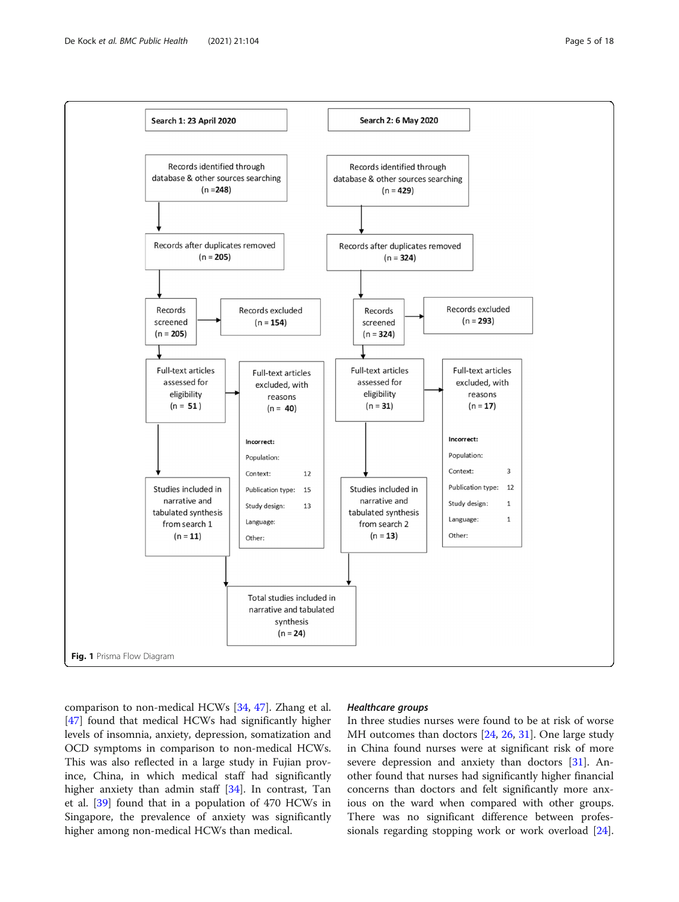Search 1: 23 April 2020

Records identified through database & other sources searching (n = **248**)

Records after duplicates removed (n = **205**)

Records screened (n = **205**)

Records excluded (n = **154**)

Full-text articles assessed for eligibility (n = **51**)

Full-text articles excluded, with reasons (n = **40**)

**Incorrect:**

| | |
|---|---|
| Population: | |
| Context: | 12 |
| Publication type: | 15 |
| Study design: | 13 |
| Language: | |
| Other: | |

Studies included in narrative and tabulated synthesis from search 1 (n = **11**)

Search 2: 6 May 2020

Records identified through database & other sources searching (n = **429**)

Records after duplicates removed (n = **324**)

Records screened (n = **324**)

Records excluded (n = **293**)

Full-text articles assessed for eligibility (n = **31**)

Full-text articles excluded, with reasons (n = **17**)

**Incorrect:**

| | |
|---|---|
| Population: | |
| Context: | 3 |
| Publication type: | 12 |
| Study design: | 1 |
| Language: | 1 |
| Other: | |

Studies included in narrative and tabulated synthesis from search 2 (n = **13**)

Total studies included in narrative and tabulated synthesis (n = **24**)

**Fig. 1** Prisma Flow Diagram

comparison to non-medical HCWs [34, 47]. Zhang et al. [47] found that medical HCWs had significantly higher levels of insomnia, anxiety, depression, somatization and OCD symptoms in comparison to non-medical HCWs. This was also reflected in a large study in Fujian province, China, in which medical staff had significantly higher anxiety than admin staff [34]. In contrast, Tan et al. [39] found that in a population of 470 HCWs in Singapore, the prevalence of anxiety was significantly higher among non-medical HCWs than medical.

#### *Healthcare groups*

In three studies nurses were found to be at risk of worse MH outcomes than doctors [24, 26, 31]. One large study in China found nurses were at significant risk of more severe depression and anxiety than doctors [31]. Another found that nurses had significantly higher financial concerns than doctors and felt significantly more anxious on the ward when compared with other groups. There was no significant difference between professionals regarding stopping work or work overload [24].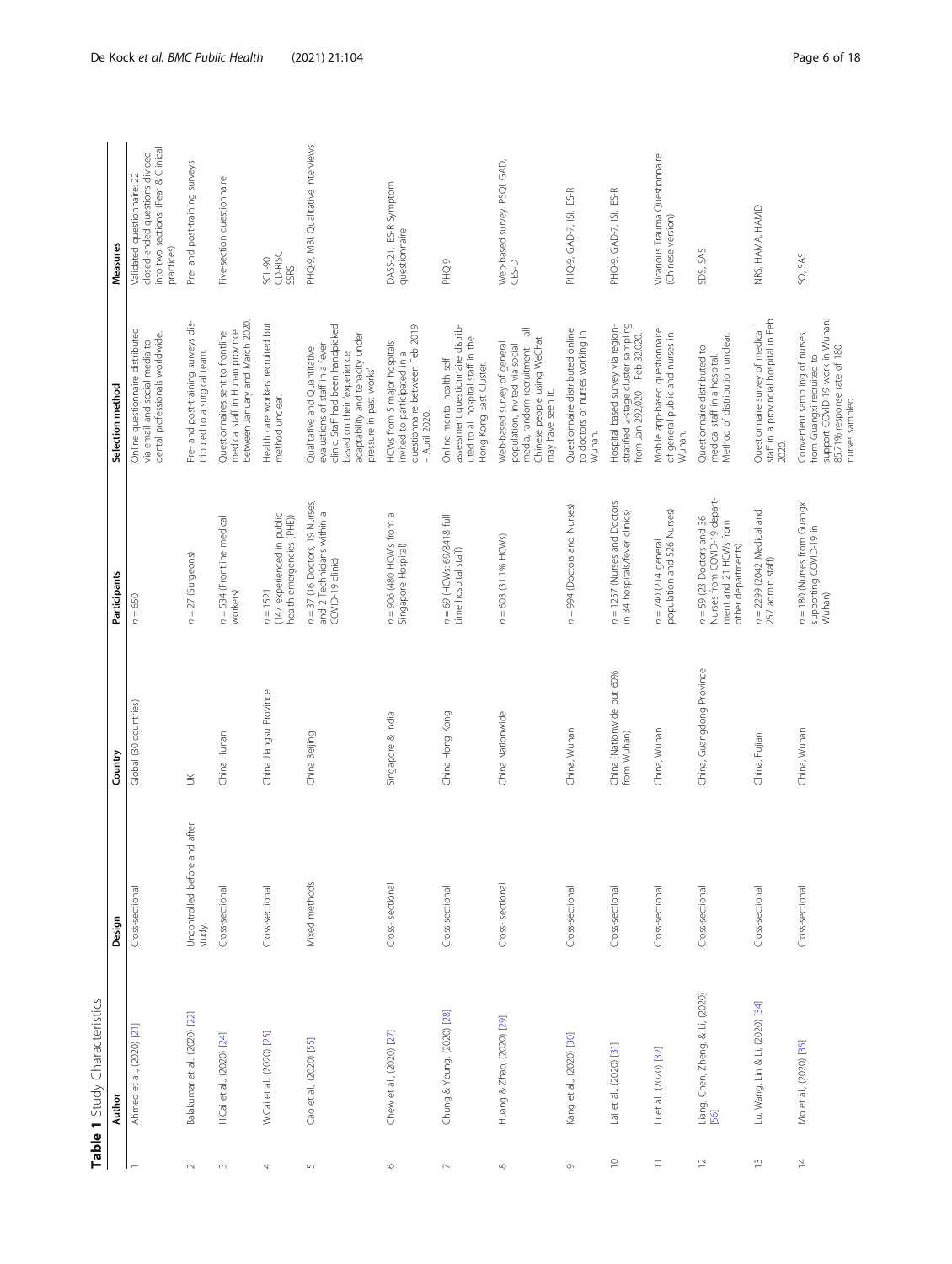**Table 1** Study Characteristics

| | Author | Design | Country | Participants | Selection method | Measures |
|---|---|---|---|---|---|---|
| 1 | Ahmed et al., (2020) [21] | Cross-sectional | Global (30 countries) | n = 650 | Online questionnaire distributed via email and social media to dental professionals worldwide. | Validated questionnaire: 22 closed-ended questions divided into two sections. (Fear & Clinical practices) |
| 2 | Balakumar et al., (2020) [22] | Uncontrolled before and after study. | UK | n = 27 (Surgeons) | Pre- and post-training surveys distributed to a surgical team. | Pre- and post-training surveys |
| 3 | H.Cai et al., (2020) [24] | Cross-sectional | China Hunan | n = 534 (Frontline medical workers) | Questionnaires sent to frontline medical staff in Hunan province between January and March 2020. | Five-section questionnaire |
| 4 | W.Cai et al., (2020) [25] | Cross-sectional | China Jiangsu Province | n = 1521 (147 experienced in public health emergencies (PHE)) | Health care workers recruited but method unclear. | SCL-90 CD-RISC SSRS |
| 5 | Cao et al., (2020) [55] | Mixed methods | China Beijing | n = 37 (16 Doctors, 19 Nurses, and 2 Technicians within a COVID-19 clinic) | Qualitative and Quantitative evaluations of staff in a fever clinic. Staff had been handpicked based on their 'experience, adaptability and tenacity under pressure in past works' | PHQ-9, MBI, Qualitative interviews |
| 6 | Chew et al., (2020) [27] | Cross- sectional | Singapore & India | n = 906 (480 HCW's from a Singapore Hospital) | HCWs from 5 major hospitals invited to participated in a questionnaire between Feb 2019 – April 2020. | DASS-21, IES-R Symptom questionnaire |
| 7 | Chung & Yeung, (2020) [28] | Cross-sectional | China Hong Kong | n = 69 (HCWs: 69/8418 full-time hospital staff) | Online mental health self-assessment questionnaire distributed to all hospital staff in the Hong Kong East Cluster. | PHQ-9 |
| 8 | Huang & Zhao, (2020) [29] | Cross- sectional | China Nationwide | n = 603 (31.1% HCWs) | Web-based survey of general population, invited via social media, random recruitment – all Chinese people using WeChat may have seen it. | Web-based survey. PSQI, GAD, CES-D |
| 9 | Kang et al., (2020) [30] | Cross-sectional | China, Wuhan | n = 994 (Doctors and Nurses) | Questionnaire distributed online to doctors or nurses working in Wuhan. | PHQ-9, GAD-7, ISI, IES-R |
| 10 | Lai et al., (2020) [31] | Cross-sectional | China (Nationwide but 60% from Wuhan) | n = 1257 (Nurses and Doctors in 34 hospitals/fever clinics) | Hospital based survey via region-stratified 2-stage cluster sampling from Jan 29,2020 – Feb 3,2020. | PHQ-9, GAD-7, ISI, IES-R |
| 11 | Li et al., (2020) [32] | Cross-sectional | China, Wuhan | n = 740 (214 general population and 526 Nurses) | Mobile app-based questionnaire of general public and nurses in Wuhan. | Vicarious Trauma Questionnaire (Chinese version) |
| 12 | Liang, Chen, Zheng, & Li, (2020) [56] | Cross-sectional | China, Guangdong Province | n = 59 (23 Doctors and 36 Nurses from COVID-19 department and 21 HCWs from other departments) | Questionnaire distributed to medical staff in a hospital. Method of distribution unclear. | SDS, SAS |
| 13 | Lu, Wang, Lin & Li, (2020) [34] | Cross-sectional | China, Fujian | n = 2299 (2042 Medical and 257 admin staff) | Questionnaire survey of medical staff in a provincial hospital in Feb 2020. | NRS, HAMA, HAMD |
| 14 | Mo et al., (2020) [35] | Cross-sectional | China, Wuhan | n = 180 (Nurses from Guangxi supporting COVID-19 in Wuhan) | Convenient sampling of nurses from Guangxi recruited to support COVID-19 work in Wuhan. 85.71% response rate of 180 nurses sampled. | SO, SAS |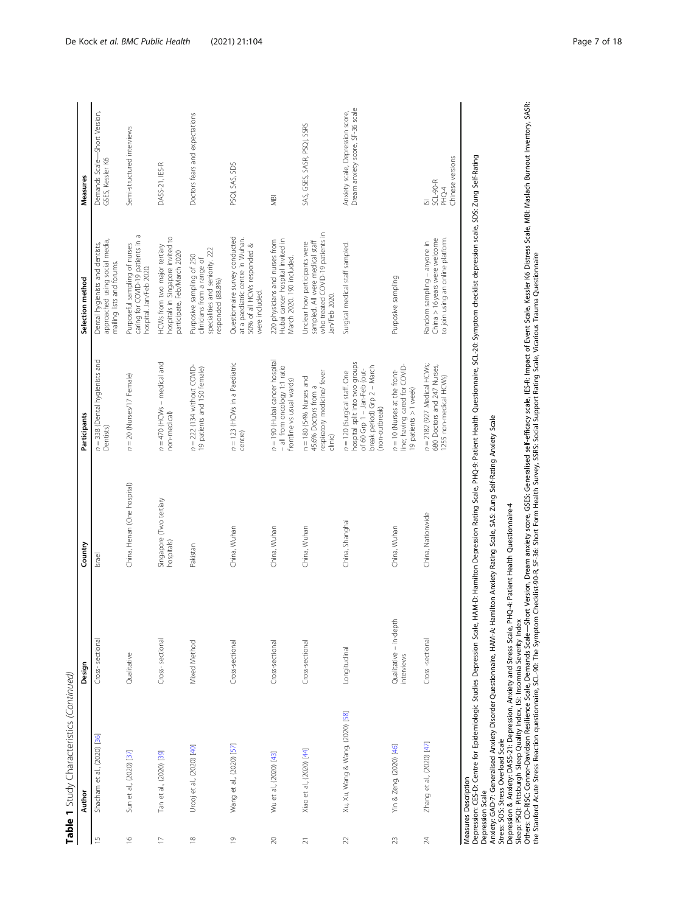**Table 1** Study Characteristics *(Continued)*

| | Author | Design | Country | Participants | Selection method | Measures |
|---|---|---|---|---|---|---|
| 15 | Shacham et al., (2020) [36] | Cross- sectional | Israel | n = 338 (Dental hygienists and Dentists) | Dental hygienists and dentists, approached using social media, mailing lists and forums. | Demands Scale—Short Version, GSES, Kessler K6 |
| 16 | Sun et al., (2020) [37] | Qualitative | China, Henan (One hospital) | n = 20 (Nurses/17 Female) | Purposeful sampling of nurses caring for COVID-19 patients in a hospital. Jan/Feb 2020. | Semi-structured interviews |
| 17 | Tan et al., (2020) [39] | Cross- sectional | Singapore (Two tertiary hospitals) | n = 470 (HCWs – medical and non-medical) | HCWs from two major tertiary hospitals in Singapore invited to participate. Feb/March 2020 | DASS-21, IES-R |
| 18 | Urooj et al., (2020) [40] | Mixed Method | Pakistan | n = 222 (134 without COVID-19 patients and 150 female) | Purposive sampling of 250 clinicians from a range of specialities and seniority. 222 responded (88.8%) | Doctors fears and expectations |
| 19 | Wang et al., (2020) [57] | Cross-sectional | China, Wuhan | n = 123 (HCWs in a Paediatric centre) | Questionnaire survey conducted at a paediatric centre in Wuhan. 50% of all HCWs responded & were included. | PSQI, SAS, SDS |
| 20 | Wu et al., (2020) [43] | Cross-sectional | China, Wuhan | n = 190 (Hubai cancer hospital – all from oncology 1:1 ratio frontline vs usual wards) | 220 physicians and nurses from Hubai cancer hospital invited in March 2020. 190 included. | MBI |
| 21 | Xiao et al., (2020) [44] | Cross-sectional | China, Wuhan | n = 180 (54% Nurses and 45.6% Doctors from a respiratory medicine/ fever clinic) | Unclear how participants were sampled. All were medical staff who treated COVID-19 patients in Jan/Feb 2020. | SAS, GSES, SASR, PSQI, SSRS |
| 22 | Xu, Xu, Wang & Wang, (2020) [58] | Longitudinal | China, Shanghai | n = 120 (Surgical staff. One hospital split into two groups of 60 Grp 1 – Jan-Feb (out-break period) Grp 2 – March (non-outbreak) | Surgical medical staff sampled. | Anxiety scale, Depression score, Dream anxiety score, SF-36 scale |
| 23 | Yin & Zeng, (2020) [46] | Qualitative – in-depth interviews | China, Wuhan | n = 10 (Nurses at the front-line; having cared for COVID-19 patients > 1 week) | Purposive sampling | |
| 24 | Zhang et al., (2020) [47] | Cross -sectional | China, Nationwide | n = 2182 (927 Medical HCWs; 680 Doctors and 247 Nurses, 1255 non-medical HCWs) | Random sampling – anyone in China > 16 years were welcome to join using an online platform. | ISI<br>SCL-90-R<br>PHQ-4<br>Chinese versions |

Measures Description
Depression: CES-D: Centre for Epidemiologic Studies Depression Scale, HAM-D: Hamilton Depression Rating Scale, PHQ-9: Patient Health Questionnaire, SCL-20: Symptom checklist depression scale, SDS: Zung Self-Rating Depression Scale
Anxiety: GAD-7: Generalised Anxiety Disorder Questionnaire, HAM-A: Hamilton Anxiety Rating Scale, SAS: Zung Self-Rating Anxiety Scale
Stress: SOS: Stress Overload Scale
Depression & Anxiety: DASS-21: Depression, Anxiety and Stress Scale, PHQ-4: Patient Health Questionnaire-4
Sleep: PSQI: Pittsburgh Sleep Quality Index, ISI: Insomnia Severity Index
Others: CD-RISC: Connor-Davidson Resilience Scale, Demands Scale—Short Version, Dream anxiety score, GSES: Generalised self-efficacy scale, IES-R: Impact of Event Scale, Kessler K6 Distress Scale, MBI: Maslach Burnout Inventory, SASR: the Stanford Acute Stress Reaction questionnaire, SCL-90: The Symptom Checklist-90-R, SF-36: Short Form Health Survey, SSRS: Social Support Rating Scale, Vicarious Trauma Questionnaire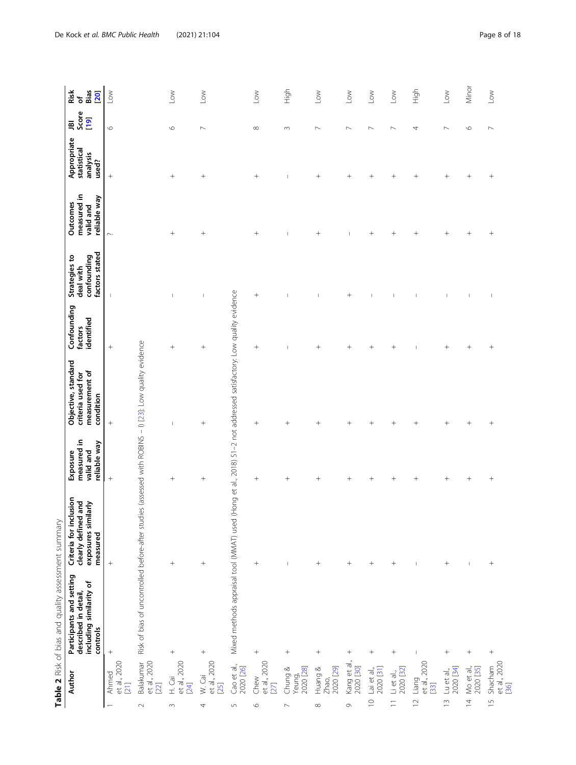**Table 2** Risk of bias and quality assessment summary

| | Author | Participants and setting described in detail, including similarity of controls | Criteria for inclusion clearly defined and exposures similarly measured | Exposure measured in valid and reliable way | Objective, standard criteria used for measurement of condition | Confounding factors identified | Strategies to deal with confounding factors stated | Outcomes measured in valid and reliable way | Appropriate statistical analysis used? | JBI Score [19] | Risk of Bias [20] |
|---|---|---|---|---|---|---|---|---|---|---|---|
| 1 | Ahmed et al., 2020 [21] | + | + | + | + | + | – | ? | + | 6 | Low |
| 2 | Balakumar et al., 2020 [22] | Risk of bias of uncontrolled before-after studies (assessed with ROBINS – I) [23]: Low quality evidence | | | | | | | | | |
| 3 | H. Cai et al., 2020 [24] | + | + | + | – | + | – | + | + | 6 | Low |
| 4 | W. Cai et al., 2020 [25] | + | + | + | + | + | – | + | + | 7 | Low |
| 5 | Cao et al., 2020 [26] | Mixed methods appraisal tool (MMAT) used (Hong et al., 2018) S1–2 not addressed satisfactory: Low quality evidence | | | | | | | | | |
| 6 | Chew et al., 2020 [27] | + | + | + | + | + | + | + | + | 8 | Low |
| 7 | Chung & Yeung, 2020 [28] | + | – | + | + | – | – | – | – | 3 | High |
| 8 | Huang & Zhao, 2020 [29] | + | + | + | + | + | – | + | + | 7 | Low |
| 9 | Kang et al., 2020 [30] | + | + | + | + | + | + | – | + | 7 | Low |
| 10 | Lai et al., 2020 [31] | + | + | + | + | + | – | + | + | 7 | Low |
| 11 | Li et al., 2020 [32] | + | + | + | + | + | – | + | + | 7 | Low |
| 12 | Liang et al., 2020 [33] | – | – | + | + | – | – | + | + | 4 | High |
| 13 | Lu et al., 2020 [34] | + | + | + | + | + | – | + | + | 7 | Low |
| 14 | Mo et al., 2020 [35] | + | – | + | + | + | – | + | + | 6 | Minor |
| 15 | Shacham et al., 2020 [36] | + | + | + | + | + | – | + | + | 7 | Low |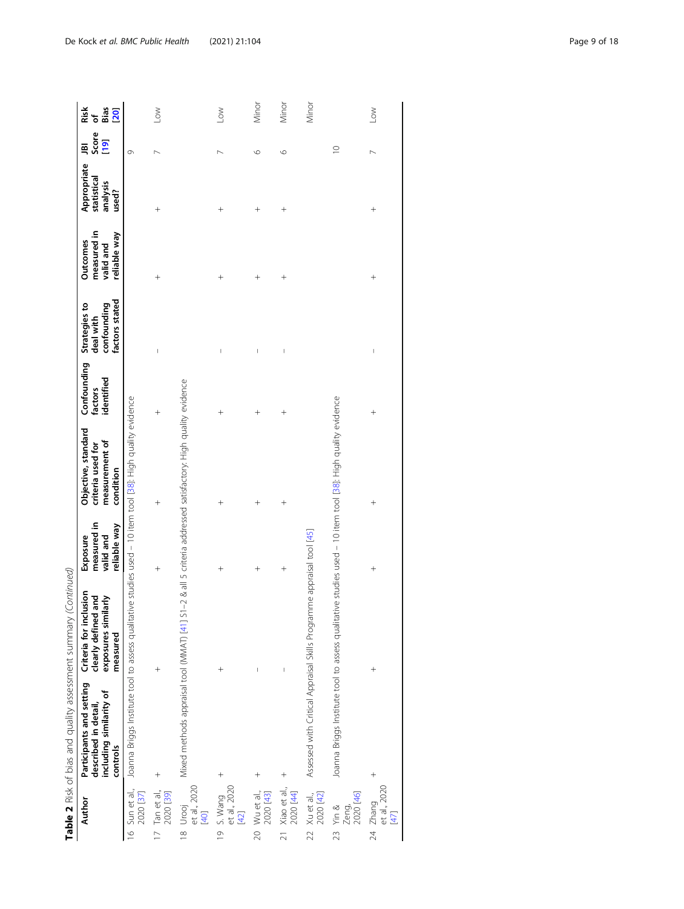**Table 2** Risk of bias and quality assessment summary *(Continued)*

| | Author | Participants and setting described in detail, including similarity of controls | Criteria for inclusion clearly defined and exposures similarly measured | Exposure measured in valid and reliable way | Objective, standard criteria used for measurement of condition | Confounding factors identified | Strategies to deal with confounding factors stated | Outcomes measured in valid and reliable way | Appropriate statistical analysis used? | JBI Score [19] | Risk of Bias [20] |
|---|---|---|---|---|---|---|---|---|---|---|---|
| 16 | Sun et al., 2020 [37] | Joanna Briggs Institute tool to assess qualitative studies used – 10 item tool [38]: High quality evidence | | | | | | | | 9 | |
| 17 | Tan et al., 2020 [39] | + | + | + | + | + | – | + | + | 7 | Low |
| 18 | Urooj et al., 2020 [40] | Mixed methods appraisal tool (MMAT) [41] S1–2 & all 5 criteria addressed satisfactory: High quality evidence | | | | | | | | | |
| 19 | S. Wang et al., 2020 [42] | + | + | + | + | + | – | + | + | 7 | Low |
| 20 | Wu et al., 2020 [43] | + | – | + | + | + | – | + | + | 6 | Minor |
| 21 | Xiao et al., 2020 [44] | + | – | + | + | + | – | + | + | 6 | Minor |
| 22 | Xu et al., 2020 [42] | Assessed with Critical Appraisal Skills Programme appraisal tool [45] | | | | | | | | | Minor |
| 23 | Yin & Zeng, 2020 [46] | Joanna Briggs Institute tool to assess qualitative studies used – 10 item tool [38]: High quality evidence | | | | | | | | 10 | |
| 24 | Zhang et al., 2020 [47] | + | + | + | + | + | – | + | + | 7 | Low |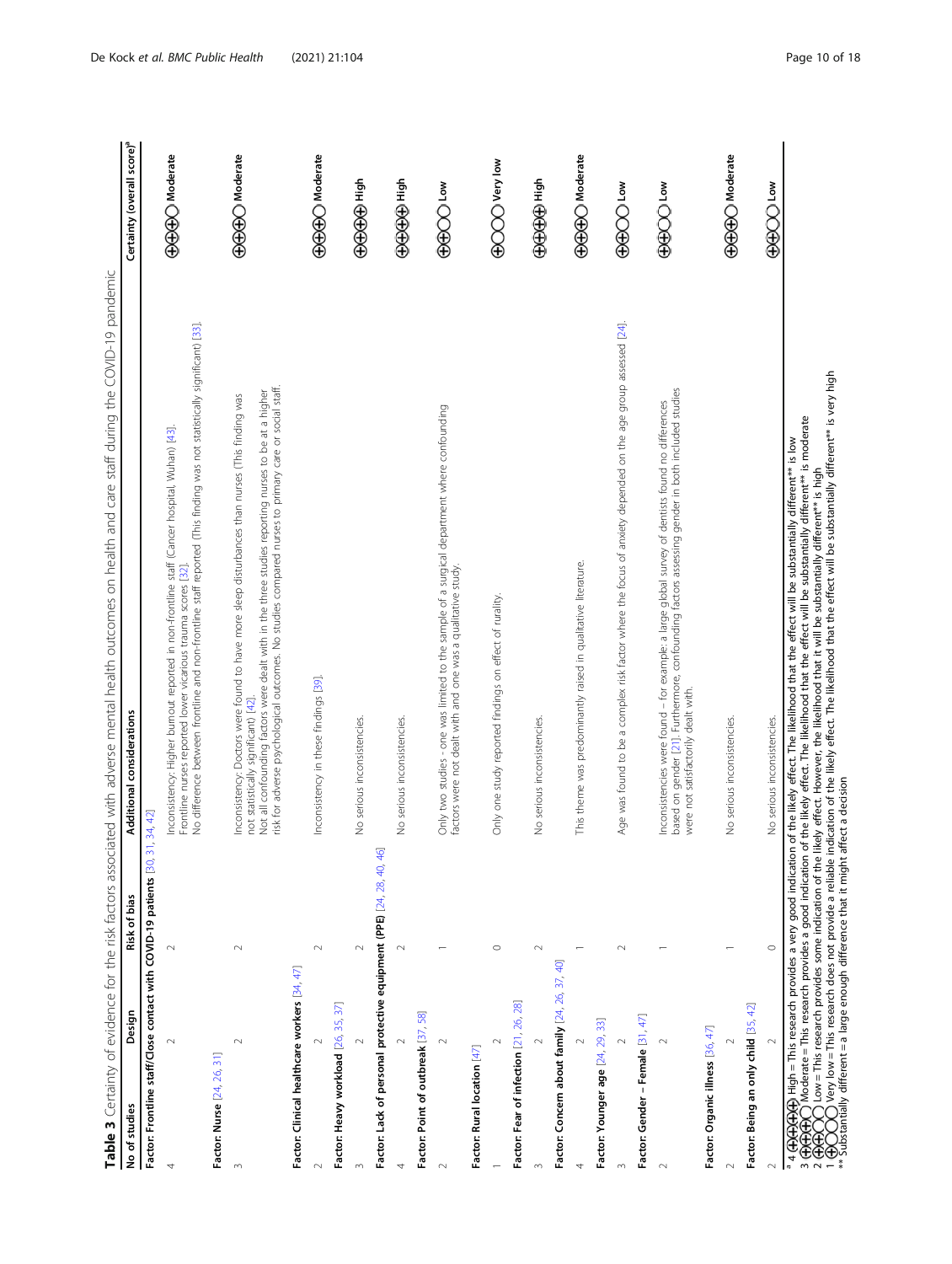**Table 3** Certainty of evidence for the risk factors associated with adverse mental health outcomes on health and care staff during the COVID-19 pandemic

| No of studies | Design | Risk of bias | Additional considerations | Certainty (overall score)[a] |
|---|---|---|---|---|
| **Factor: Frontline staff/Close contact with COVID-19 patients** [30, 31, 34, 42] | | | | |
| 4 | 2 | 2 | Inconsistency: Higher burnout reported in non-frontline staff (Cancer hospital, Wuhan) [43]. Frontline nurses reported lower vicarious trauma scores [32]. No difference between frontline and non-frontline staff reported (This finding was not statistically significant) [33]. | ⊕⊕⊕◯ Moderate |
| **Factor: Nurse** [24, 26, 31] | | | | |
| 3 | 2 | 2 | Inconsistency: Doctors were found to have more sleep disturbances than nurses (This finding was not statistically significant) [42]. Not all confounding factors were dealt with in the three studies reporting nurses to be at a higher risk for adverse psychological outcomes. No studies compared nurses to primary care or social staff. | ⊕⊕⊕◯ Moderate |
| **Factor: Clinical healthcare workers** [34, 47] | | | | |
| 2 | 2 | 2 | Inconsistency in these findings [39]. | ⊕⊕⊕◯ Moderate |
| **Factor: Heavy workload** [26, 35, 37] | | | | |
| 3 | 2 | 2 | No serious inconsistencies. | ⊕⊕⊕⊕ High |
| **Factor: Lack of personal protective equipment (PPE)** [24, 28, 40, 46] | | | | |
| 4 | 2 | 2 | No serious inconsistencies. | ⊕⊕⊕⊕ High |
| **Factor: Point of outbreak** [37, 58] | | | | |
| 2 | 2 | 1 | Only two studies - one was limited to the sample of a surgical department where confounding factors were not dealt with and one was a qualitative study. | ⊕⊕◯◯ Low |
| **Factor: Rural location** [47] | | | | |
| 1 | 2 | 0 | Only one study reported findings on effect of rurality. | ⊕◯◯◯ Very low |
| **Factor: Fear of infection** [21, 26, 28] | | | | |
| 3 | 2 | 2 | No serious inconsistencies. | ⊕⊕⊕⊕ High |
| **Factor: Concern about family** [24, 26, 37, 40] | | | | |
| 4 | 2 | 1 | This theme was predominantly raised in qualitative literature. | ⊕⊕⊕◯ Moderate |
| **Factor: Younger age** [24, 29, 33] | | | | |
| 3 | 2 | 2 | Age was found to be a complex risk factor where the focus of anxiety depended on the age group assessed [24]. | ⊕⊕◯◯ Low |
| **Factor: Gender – Female** [31, 47] | | | | |
| 2 | 2 | 1 | Inconsistencies were found – for example: a large global survey of dentists found no differences based on gender [21]. Furthermore, confounding factors assessing gender in both included studies were not satisfactorily dealt with. | ⊕⊕◯◯ Low |
| **Factor: Organic illness** [36, 47] | | | | |
| 2 | 2 | 1 | No serious inconsistencies. | ⊕⊕⊕◯ Moderate |
| **Factor: Being an only child** [35, 42] | | | | |
| 2 | 2 | 0 | No serious inconsistencies. | ⊕⊕◯◯ Low |

[a] 4 ⊕⊕⊕⊕ High = This research provides a very good indication of the likely effect. The likelihood that the effect will be substantially different** is low
3 ⊕⊕⊕◯ Moderate = This research provides a good indication of the likely effect. The likelihood that the effect will be substantially different** is moderate
2 ⊕⊕◯◯ Low = This research provides some indication of the likely effect. However, the likelihood that it will be substantially different** is high
1 ⊕◯◯◯ Very low = This research does not provide a reliable indication of the likely effect. The likelihood that the effect will be substantially different** is very high
** Substantially different = a large enough difference that it might affect a decision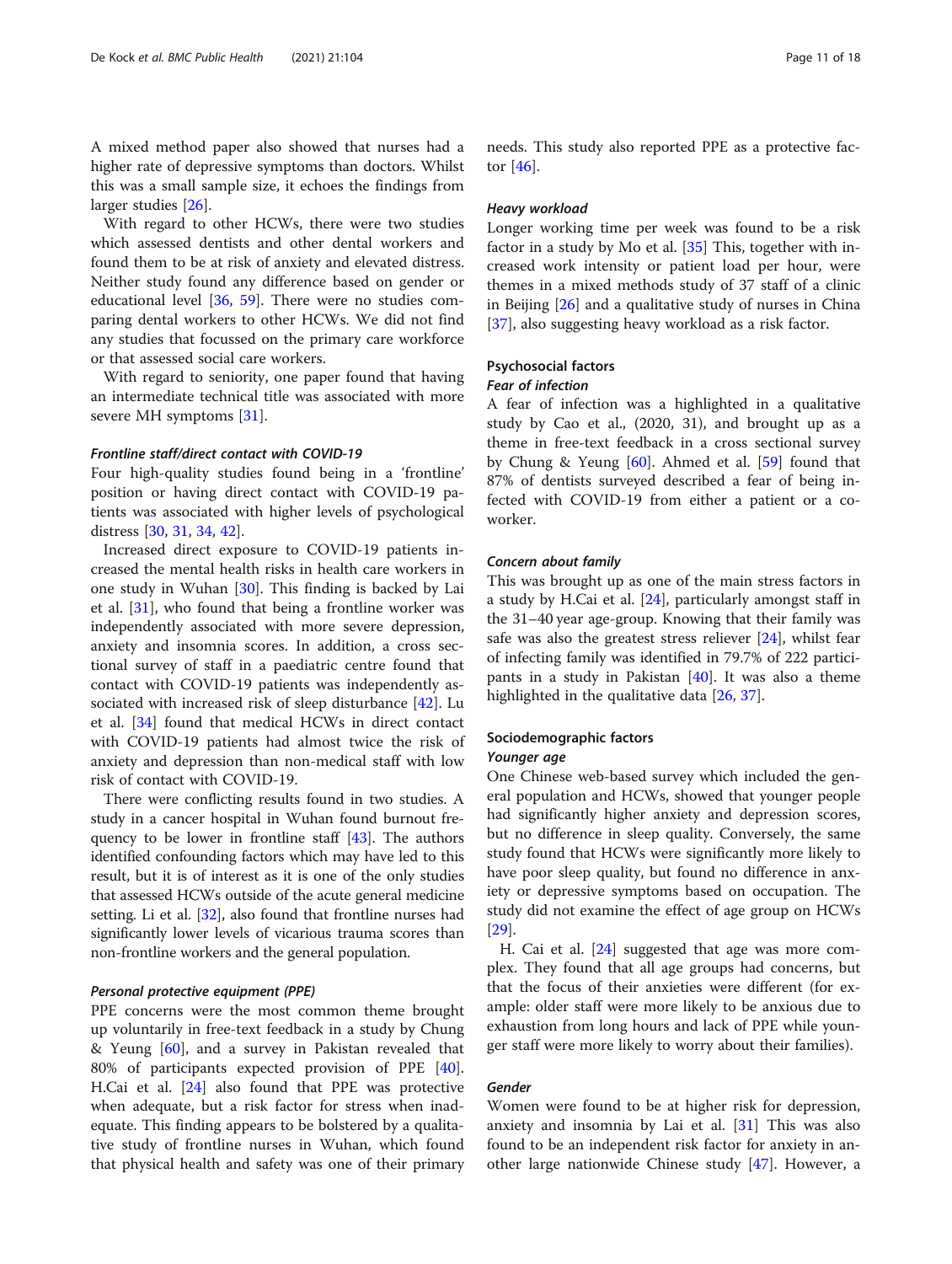A mixed method paper also showed that nurses had a higher rate of depressive symptoms than doctors. Whilst this was a small sample size, it echoes the findings from larger studies [26].

With regard to other HCWs, there were two studies which assessed dentists and other dental workers and found them to be at risk of anxiety and elevated distress. Neither study found any difference based on gender or educational level [36, 59]. There were no studies comparing dental workers to other HCWs. We did not find any studies that focussed on the primary care workforce or that assessed social care workers.

With regard to seniority, one paper found that having an intermediate technical title was associated with more severe MH symptoms [31].

#### *Frontline staff/direct contact with COVID-19*

Four high-quality studies found being in a 'frontline' position or having direct contact with COVID-19 patients was associated with higher levels of psychological distress [30, 31, 34, 42].

Increased direct exposure to COVID-19 patients increased the mental health risks in health care workers in one study in Wuhan [30]. This finding is backed by Lai et al. [31], who found that being a frontline worker was independently associated with more severe depression, anxiety and insomnia scores. In addition, a cross sectional survey of staff in a paediatric centre found that contact with COVID-19 patients was independently associated with increased risk of sleep disturbance [42]. Lu et al. [34] found that medical HCWs in direct contact with COVID-19 patients had almost twice the risk of anxiety and depression than non-medical staff with low risk of contact with COVID-19.

There were conflicting results found in two studies. A study in a cancer hospital in Wuhan found burnout frequency to be lower in frontline staff [43]. The authors identified confounding factors which may have led to this result, but it is of interest as it is one of the only studies that assessed HCWs outside of the acute general medicine setting. Li et al. [32], also found that frontline nurses had significantly lower levels of vicarious trauma scores than non-frontline workers and the general population.

#### *Personal protective equipment (PPE)*

PPE concerns were the most common theme brought up voluntarily in free-text feedback in a study by Chung & Yeung [60], and a survey in Pakistan revealed that 80% of participants expected provision of PPE [40]. H.Cai et al. [24] also found that PPE was protective when adequate, but a risk factor for stress when inadequate. This finding appears to be bolstered by a qualitative study of frontline nurses in Wuhan, which found that physical health and safety was one of their primary needs. This study also reported PPE as a protective factor [46].

#### *Heavy workload*

Longer working time per week was found to be a risk factor in a study by Mo et al. [35] This, together with increased work intensity or patient load per hour, were themes in a mixed methods study of 37 staff of a clinic in Beijing [26] and a qualitative study of nurses in China [37], also suggesting heavy workload as a risk factor.

### Psychosocial factors

#### *Fear of infection*

A fear of infection was a highlighted in a qualitative study by Cao et al., (2020, 31), and brought up as a theme in free-text feedback in a cross sectional survey by Chung & Yeung [60]. Ahmed et al. [59] found that 87% of dentists surveyed described a fear of being infected with COVID-19 from either a patient or a co-worker.

#### *Concern about family*

This was brought up as one of the main stress factors in a study by H.Cai et al. [24], particularly amongst staff in the 31–40 year age-group. Knowing that their family was safe was also the greatest stress reliever [24], whilst fear of infecting family was identified in 79.7% of 222 participants in a study in Pakistan [40]. It was also a theme highlighted in the qualitative data [26, 37].

### Sociodemographic factors

#### *Younger age*

One Chinese web-based survey which included the general population and HCWs, showed that younger people had significantly higher anxiety and depression scores, but no difference in sleep quality. Conversely, the same study found that HCWs were significantly more likely to have poor sleep quality, but found no difference in anxiety or depressive symptoms based on occupation. The study did not examine the effect of age group on HCWs [29].

H. Cai et al. [24] suggested that age was more complex. They found that all age groups had concerns, but that the focus of their anxieties were different (for example: older staff were more likely to be anxious due to exhaustion from long hours and lack of PPE while younger staff were more likely to worry about their families).

#### *Gender*

Women were found to be at higher risk for depression, anxiety and insomnia by Lai et al. [31] This was also found to be an independent risk factor for anxiety in another large nationwide Chinese study [47]. However, a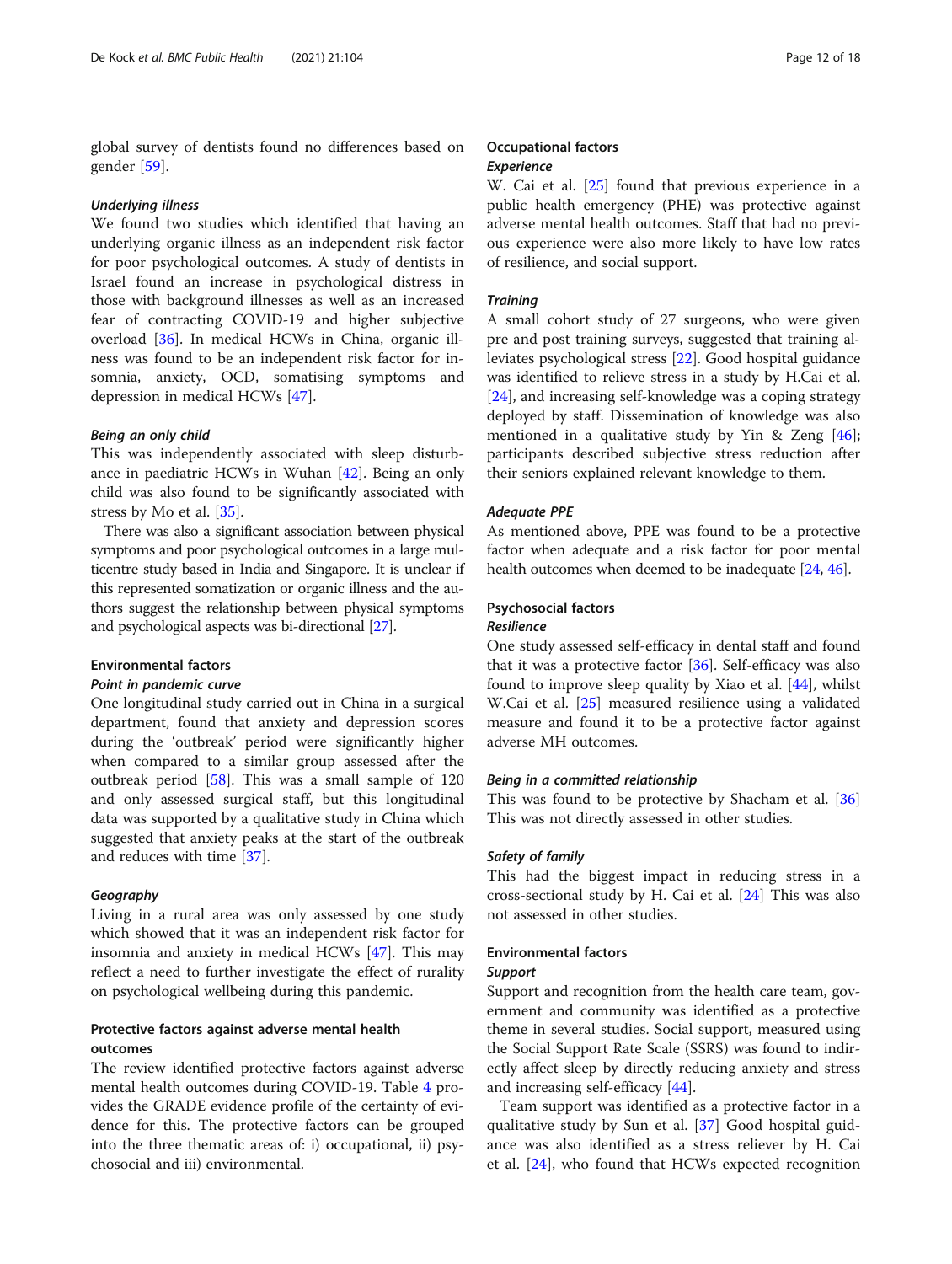global survey of dentists found no differences based on gender [59].

#### *Underlying illness*

We found two studies which identified that having an underlying organic illness as an independent risk factor for poor psychological outcomes. A study of dentists in Israel found an increase in psychological distress in those with background illnesses as well as an increased fear of contracting COVID-19 and higher subjective overload [36]. In medical HCWs in China, organic illness was found to be an independent risk factor for insomnia, anxiety, OCD, somatising symptoms and depression in medical HCWs [47].

#### *Being an only child*

This was independently associated with sleep disturbance in paediatric HCWs in Wuhan [42]. Being an only child was also found to be significantly associated with stress by Mo et al. [35].

There was also a significant association between physical symptoms and poor psychological outcomes in a large multicentre study based in India and Singapore. It is unclear if this represented somatization or organic illness and the authors suggest the relationship between physical symptoms and psychological aspects was bi-directional [27].

### Environmental factors

#### *Point in pandemic curve*

One longitudinal study carried out in China in a surgical department, found that anxiety and depression scores during the 'outbreak' period were significantly higher when compared to a similar group assessed after the outbreak period [58]. This was a small sample of 120 and only assessed surgical staff, but this longitudinal data was supported by a qualitative study in China which suggested that anxiety peaks at the start of the outbreak and reduces with time [37].

#### *Geography*

Living in a rural area was only assessed by one study which showed that it was an independent risk factor for insomnia and anxiety in medical HCWs [47]. This may reflect a need to further investigate the effect of rurality on psychological wellbeing during this pandemic.

### Protective factors against adverse mental health outcomes

The review identified protective factors against adverse mental health outcomes during COVID-19. Table 4 provides the GRADE evidence profile of the certainty of evidence for this. The protective factors can be grouped into the three thematic areas of: i) occupational, ii) psychosocial and iii) environmental.

### Occupational factors

#### *Experience*

W. Cai et al. [25] found that previous experience in a public health emergency (PHE) was protective against adverse mental health outcomes. Staff that had no previous experience were also more likely to have low rates of resilience, and social support.

#### *Training*

A small cohort study of 27 surgeons, who were given pre and post training surveys, suggested that training alleviates psychological stress [22]. Good hospital guidance was identified to relieve stress in a study by H.Cai et al. [24], and increasing self-knowledge was a coping strategy deployed by staff. Dissemination of knowledge was also mentioned in a qualitative study by Yin & Zeng [46]; participants described subjective stress reduction after their seniors explained relevant knowledge to them.

#### *Adequate PPE*

As mentioned above, PPE was found to be a protective factor when adequate and a risk factor for poor mental health outcomes when deemed to be inadequate [24, 46].

### Psychosocial factors

#### *Resilience*

One study assessed self-efficacy in dental staff and found that it was a protective factor [36]. Self-efficacy was also found to improve sleep quality by Xiao et al. [44], whilst W.Cai et al. [25] measured resilience using a validated measure and found it to be a protective factor against adverse MH outcomes.

#### *Being in a committed relationship*

This was found to be protective by Shacham et al. [36] This was not directly assessed in other studies.

#### *Safety of family*

This had the biggest impact in reducing stress in a cross-sectional study by H. Cai et al. [24] This was also not assessed in other studies.

### Environmental factors

#### *Support*

Support and recognition from the health care team, government and community was identified as a protective theme in several studies. Social support, measured using the Social Support Rate Scale (SSRS) was found to indirectly affect sleep by directly reducing anxiety and stress and increasing self-efficacy [44].

Team support was identified as a protective factor in a qualitative study by Sun et al. [37] Good hospital guidance was also identified as a stress reliever by H. Cai et al. [24], who found that HCWs expected recognition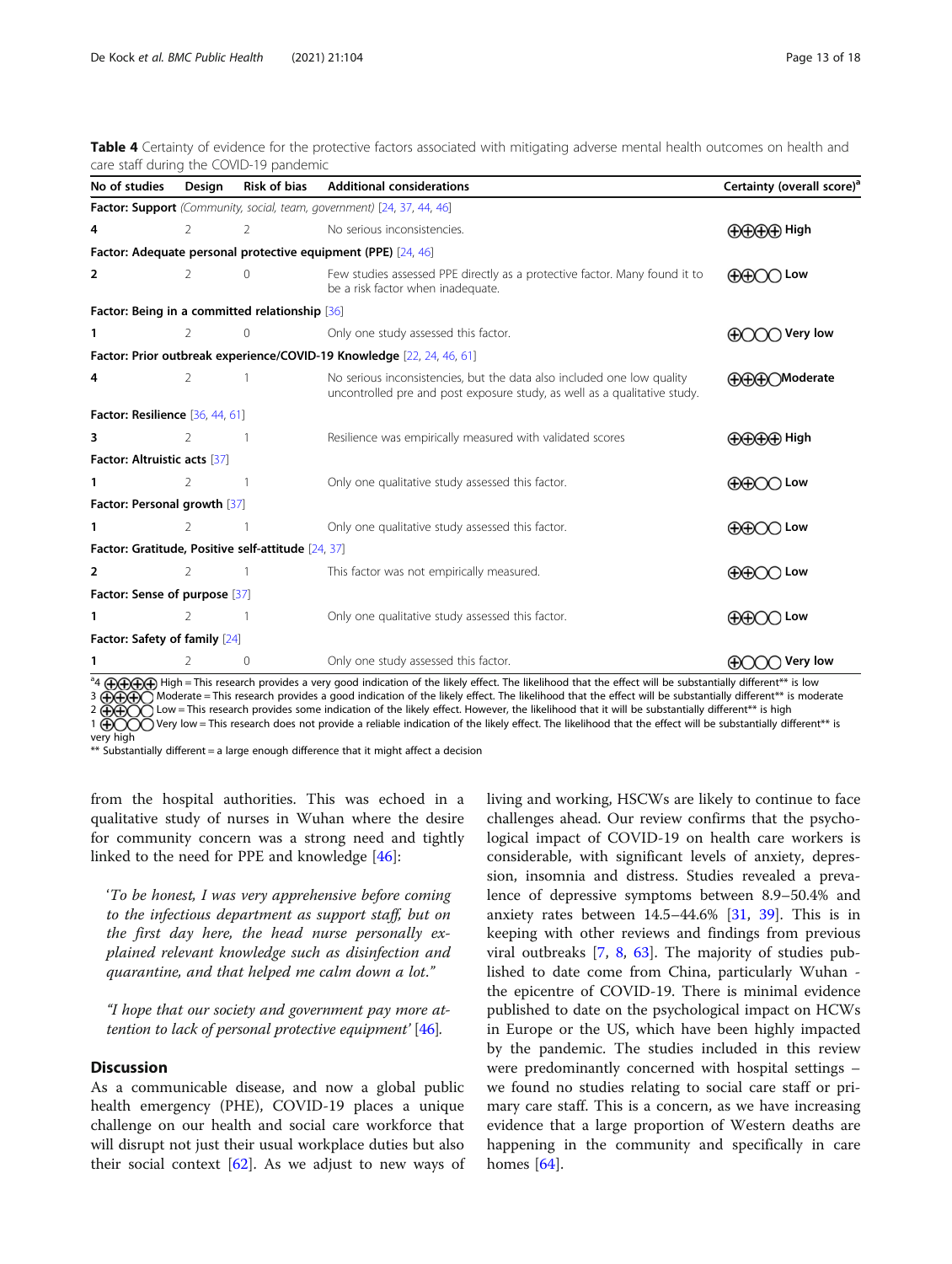**Table 4** Certainty of evidence for the protective factors associated with mitigating adverse mental health outcomes on health and care staff during the COVID-19 pandemic

| No of studies | Design | Risk of bias | Additional considerations | Certainty (overall score)[a] |
|---|---|---|---|---|
| **Factor: Support** *(Community, social, team, government)* [24, 37, 44, 46] | | | | |
| **4** | 2 | 2 | No serious inconsistencies. | ⊕⊕⊕⊕ **High** |
| **Factor: Adequate personal protective equipment (PPE)** [24, 46] | | | | |
| **2** | 2 | 0 | Few studies assessed PPE directly as a protective factor. Many found it to be a risk factor when inadequate. | ⊕⊕◯◯ **Low** |
| **Factor: Being in a committed relationship** [36] | | | | |
| **1** | 2 | 0 | Only one study assessed this factor. | ⊕◯◯◯ **Very low** |
| **Factor: Prior outbreak experience/COVID-19 Knowledge** [22, 24, 46, 61] | | | | |
| **4** | 2 | 1 | No serious inconsistencies, but the data also included one low quality uncontrolled pre and post exposure study, as well as a qualitative study. | ⊕⊕⊕◯ **Moderate** |
| **Factor: Resilience** [36, 44, 61] | | | | |
| **3** | 2 | 1 | Resilience was empirically measured with validated scores | ⊕⊕⊕⊕ **High** |
| **Factor: Altruistic acts** [37] | | | | |
| **1** | 2 | 1 | Only one qualitative study assessed this factor. | ⊕⊕◯◯ **Low** |
| **Factor: Personal growth** [37] | | | | |
| **1** | 2 | 1 | Only one qualitative study assessed this factor. | ⊕⊕◯◯ **Low** |
| **Factor: Gratitude, Positive self-attitude** [24, 37] | | | | |
| **2** | 2 | 1 | This factor was not empirically measured. | ⊕⊕◯◯ **Low** |
| **Factor: Sense of purpose** [37] | | | | |
| **1** | 2 | 1 | Only one qualitative study assessed this factor. | ⊕⊕◯◯ **Low** |
| **Factor: Safety of family** [24] | | | | |
| **1** | 2 | 0 | Only one study assessed this factor. | ⊕◯◯◯ **Very low** |

[a]4 ⊕⊕⊕⊕ High = This research provides a very good indication of the likely effect. The likelihood that the effect will be substantially different** is low
3 ⊕⊕⊕◯ Moderate = This research provides a good indication of the likely effect. The likelihood that the effect will be substantially different** is moderate
2 ⊕⊕◯◯ Low = This research provides some indication of the likely effect. However, the likelihood that it will be substantially different** is high
1 ⊕◯◯◯ Very low = This research does not provide a reliable indication of the likely effect. The likelihood that the effect will be substantially different** is very high
** Substantially different = a large enough difference that it might affect a decision

from the hospital authorities. This was echoed in a qualitative study of nurses in Wuhan where the desire for community concern was a strong need and tightly linked to the need for PPE and knowledge [46]:

> '*To be honest, I was very apprehensive before coming to the infectious department as support staff, but on the first day here, the head nurse personally explained relevant knowledge such as disinfection and quarantine, and that helped me calm down a lot."*

> *"I hope that our society and government pay more attention to lack of personal protective equipment'* [46].

## Discussion

As a communicable disease, and now a global public health emergency (PHE), COVID-19 places a unique challenge on our health and social care workforce that will disrupt not just their usual workplace duties but also their social context [62]. As we adjust to new ways of living and working, HSCWs are likely to continue to face challenges ahead. Our review confirms that the psychological impact of COVID-19 on health care workers is considerable, with significant levels of anxiety, depression, insomnia and distress. Studies revealed a prevalence of depressive symptoms between 8.9–50.4% and anxiety rates between 14.5–44.6% [31, 39]. This is in keeping with other reviews and findings from previous viral outbreaks [7, 8, 63]. The majority of studies published to date come from China, particularly Wuhan - the epicentre of COVID-19. There is minimal evidence published to date on the psychological impact on HCWs in Europe or the US, which have been highly impacted by the pandemic. The studies included in this review were predominantly concerned with hospital settings – we found no studies relating to social care staff or primary care staff. This is a concern, as we have increasing evidence that a large proportion of Western deaths are happening in the community and specifically in care homes [64].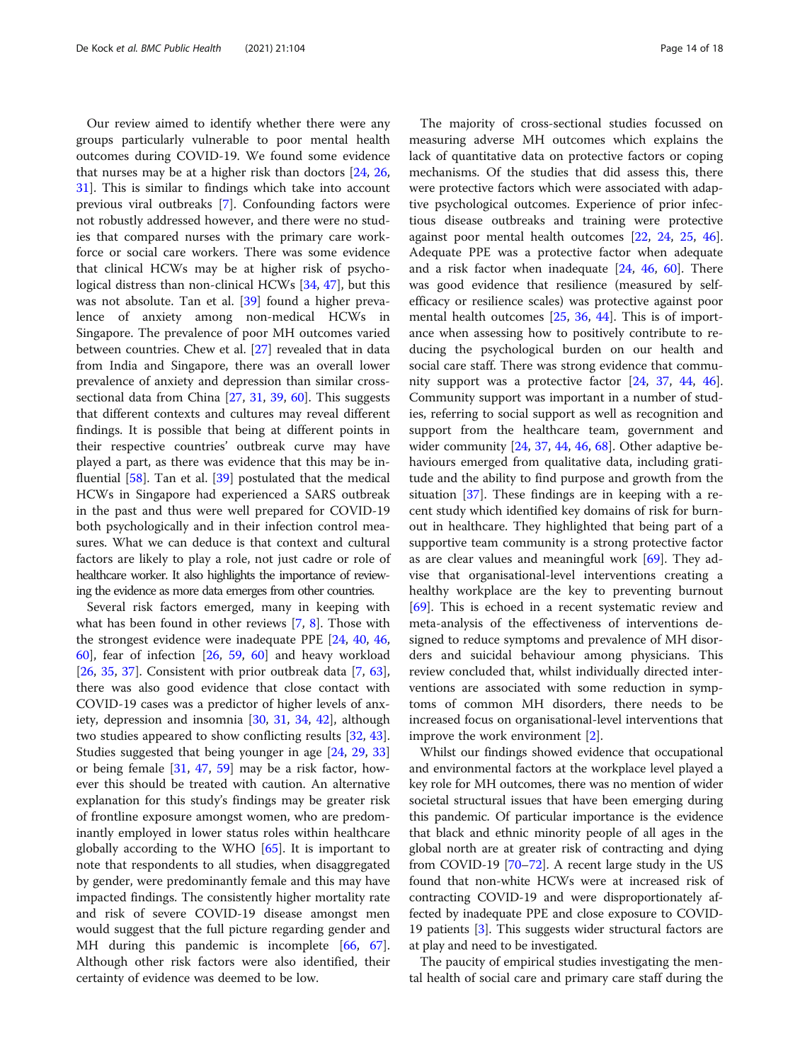Our review aimed to identify whether there were any groups particularly vulnerable to poor mental health outcomes during COVID-19. We found some evidence that nurses may be at a higher risk than doctors [24, 26, 31]. This is similar to findings which take into account previous viral outbreaks [7]. Confounding factors were not robustly addressed however, and there were no studies that compared nurses with the primary care workforce or social care workers. There was some evidence that clinical HCWs may be at higher risk of psychological distress than non-clinical HCWs [34, 47], but this was not absolute. Tan et al. [39] found a higher prevalence of anxiety among non-medical HCWs in Singapore. The prevalence of poor MH outcomes varied between countries. Chew et al. [27] revealed that in data from India and Singapore, there was an overall lower prevalence of anxiety and depression than similar cross-sectional data from China [27, 31, 39, 60]. This suggests that different contexts and cultures may reveal different findings. It is possible that being at different points in their respective countries' outbreak curve may have played a part, as there was evidence that this may be influential [58]. Tan et al. [39] postulated that the medical HCWs in Singapore had experienced a SARS outbreak in the past and thus were well prepared for COVID-19 both psychologically and in their infection control measures. What we can deduce is that context and cultural factors are likely to play a role, not just cadre or role of healthcare worker. It also highlights the importance of reviewing the evidence as more data emerges from other countries.

Several risk factors emerged, many in keeping with what has been found in other reviews [7, 8]. Those with the strongest evidence were inadequate PPE [24, 40, 46, 60], fear of infection [26, 59, 60] and heavy workload [26, 35, 37]. Consistent with prior outbreak data [7, 63], there was also good evidence that close contact with COVID-19 cases was a predictor of higher levels of anxiety, depression and insomnia [30, 31, 34, 42], although two studies appeared to show conflicting results [32, 43]. Studies suggested that being younger in age [24, 29, 33] or being female [31, 47, 59] may be a risk factor, however this should be treated with caution. An alternative explanation for this study's findings may be greater risk of frontline exposure amongst women, who are predominantly employed in lower status roles within healthcare globally according to the WHO [65]. It is important to note that respondents to all studies, when disaggregated by gender, were predominantly female and this may have impacted findings. The consistently higher mortality rate and risk of severe COVID-19 disease amongst men would suggest that the full picture regarding gender and MH during this pandemic is incomplete [66, 67]. Although other risk factors were also identified, their certainty of evidence was deemed to be low.

The majority of cross-sectional studies focussed on measuring adverse MH outcomes which explains the lack of quantitative data on protective factors or coping mechanisms. Of the studies that did assess this, there were protective factors which were associated with adaptive psychological outcomes. Experience of prior infectious disease outbreaks and training were protective against poor mental health outcomes [22, 24, 25, 46]. Adequate PPE was a protective factor when adequate and a risk factor when inadequate [24, 46, 60]. There was good evidence that resilience (measured by self-efficacy or resilience scales) was protective against poor mental health outcomes [25, 36, 44]. This is of importance when assessing how to positively contribute to reducing the psychological burden on our health and social care staff. There was strong evidence that community support was a protective factor [24, 37, 44, 46]. Community support was important in a number of studies, referring to social support as well as recognition and support from the healthcare team, government and wider community [24, 37, 44, 46, 68]. Other adaptive behaviours emerged from qualitative data, including gratitude and the ability to find purpose and growth from the situation [37]. These findings are in keeping with a recent study which identified key domains of risk for burnout in healthcare. They highlighted that being part of a supportive team community is a strong protective factor as are clear values and meaningful work [69]. They advise that organisational-level interventions creating a healthy workplace are the key to preventing burnout [69]. This is echoed in a recent systematic review and meta-analysis of the effectiveness of interventions designed to reduce symptoms and prevalence of MH disorders and suicidal behaviour among physicians. This review concluded that, whilst individually directed interventions are associated with some reduction in symptoms of common MH disorders, there needs to be increased focus on organisational-level interventions that improve the work environment [2].

Whilst our findings showed evidence that occupational and environmental factors at the workplace level played a key role for MH outcomes, there was no mention of wider societal structural issues that have been emerging during this pandemic. Of particular importance is the evidence that black and ethnic minority people of all ages in the global north are at greater risk of contracting and dying from COVID-19 [70–72]. A recent large study in the US found that non-white HCWs were at increased risk of contracting COVID-19 and were disproportionately affected by inadequate PPE and close exposure to COVID-19 patients [3]. This suggests wider structural factors are at play and need to be investigated.

The paucity of empirical studies investigating the mental health of social care and primary care staff during the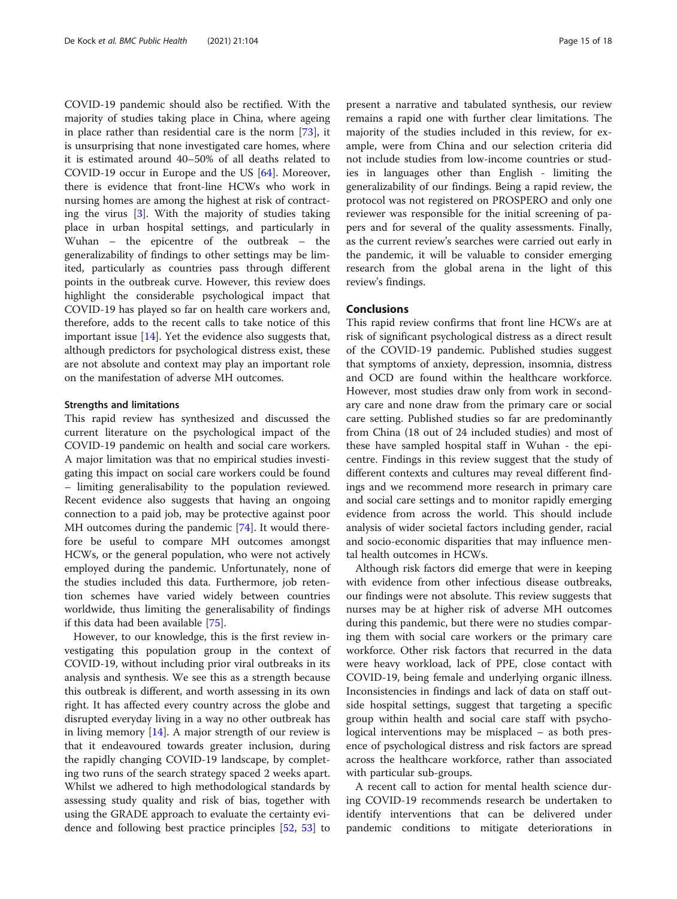COVID-19 pandemic should also be rectified. With the majority of studies taking place in China, where ageing in place rather than residential care is the norm [73], it is unsurprising that none investigated care homes, where it is estimated around 40–50% of all deaths related to COVID-19 occur in Europe and the US [64]. Moreover, there is evidence that front-line HCWs who work in nursing homes are among the highest at risk of contracting the virus [3]. With the majority of studies taking place in urban hospital settings, and particularly in Wuhan – the epicentre of the outbreak – the generalizability of findings to other settings may be limited, particularly as countries pass through different points in the outbreak curve. However, this review does highlight the considerable psychological impact that COVID-19 has played so far on health care workers and, therefore, adds to the recent calls to take notice of this important issue [14]. Yet the evidence also suggests that, although predictors for psychological distress exist, these are not absolute and context may play an important role on the manifestation of adverse MH outcomes.

### Strengths and limitations

This rapid review has synthesized and discussed the current literature on the psychological impact of the COVID-19 pandemic on health and social care workers. A major limitation was that no empirical studies investigating this impact on social care workers could be found – limiting generalisability to the population reviewed. Recent evidence also suggests that having an ongoing connection to a paid job, may be protective against poor MH outcomes during the pandemic [74]. It would therefore be useful to compare MH outcomes amongst HCWs, or the general population, who were not actively employed during the pandemic. Unfortunately, none of the studies included this data. Furthermore, job retention schemes have varied widely between countries worldwide, thus limiting the generalisability of findings if this data had been available [75].

However, to our knowledge, this is the first review investigating this population group in the context of COVID-19, without including prior viral outbreaks in its analysis and synthesis. We see this as a strength because this outbreak is different, and worth assessing in its own right. It has affected every country across the globe and disrupted everyday living in a way no other outbreak has in living memory [14]. A major strength of our review is that it endeavoured towards greater inclusion, during the rapidly changing COVID-19 landscape, by completing two runs of the search strategy spaced 2 weeks apart. Whilst we adhered to high methodological standards by assessing study quality and risk of bias, together with using the GRADE approach to evaluate the certainty evidence and following best practice principles [52, 53] to present a narrative and tabulated synthesis, our review remains a rapid one with further clear limitations. The majority of the studies included in this review, for example, were from China and our selection criteria did not include studies from low-income countries or studies in languages other than English - limiting the generalizability of our findings. Being a rapid review, the protocol was not registered on PROSPERO and only one reviewer was responsible for the initial screening of papers and for several of the quality assessments. Finally, as the current review's searches were carried out early in the pandemic, it will be valuable to consider emerging research from the global arena in the light of this review's findings.

## Conclusions

This rapid review confirms that front line HCWs are at risk of significant psychological distress as a direct result of the COVID-19 pandemic. Published studies suggest that symptoms of anxiety, depression, insomnia, distress and OCD are found within the healthcare workforce. However, most studies draw only from work in secondary care and none draw from the primary care or social care setting. Published studies so far are predominantly from China (18 out of 24 included studies) and most of these have sampled hospital staff in Wuhan - the epicentre. Findings in this review suggest that the study of different contexts and cultures may reveal different findings and we recommend more research in primary care and social care settings and to monitor rapidly emerging evidence from across the world. This should include analysis of wider societal factors including gender, racial and socio-economic disparities that may influence mental health outcomes in HCWs.

Although risk factors did emerge that were in keeping with evidence from other infectious disease outbreaks, our findings were not absolute. This review suggests that nurses may be at higher risk of adverse MH outcomes during this pandemic, but there were no studies comparing them with social care workers or the primary care workforce. Other risk factors that recurred in the data were heavy workload, lack of PPE, close contact with COVID-19, being female and underlying organic illness. Inconsistencies in findings and lack of data on staff outside hospital settings, suggest that targeting a specific group within health and social care staff with psychological interventions may be misplaced – as both presence of psychological distress and risk factors are spread across the healthcare workforce, rather than associated with particular sub-groups.

A recent call to action for mental health science during COVID-19 recommends research be undertaken to identify interventions that can be delivered under pandemic conditions to mitigate deteriorations in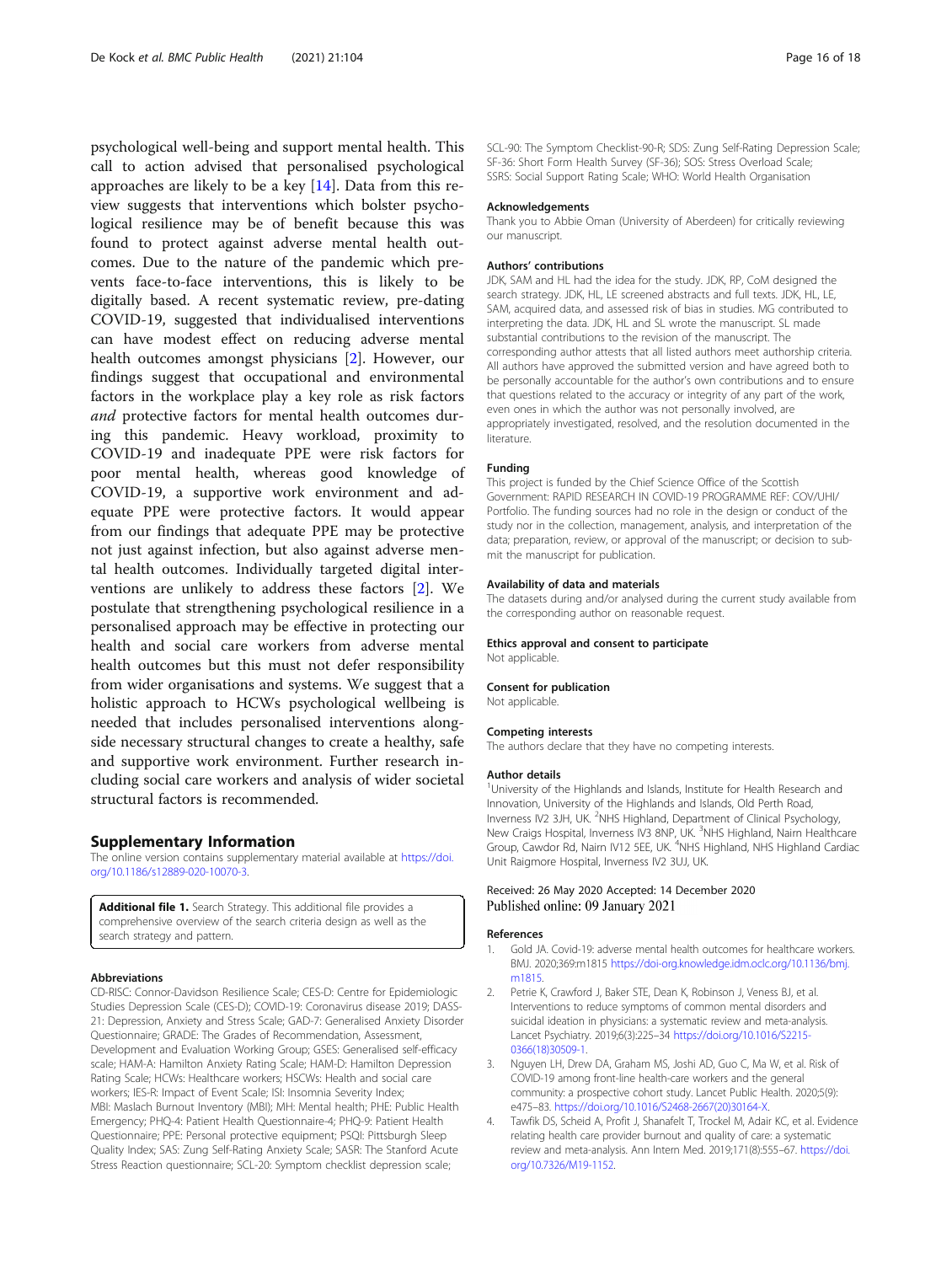psychological well-being and support mental health. This call to action advised that personalised psychological approaches are likely to be a key [14]. Data from this review suggests that interventions which bolster psychological resilience may be of benefit because this was found to protect against adverse mental health outcomes. Due to the nature of the pandemic which prevents face-to-face interventions, this is likely to be digitally based. A recent systematic review, pre-dating COVID-19, suggested that individualised interventions can have modest effect on reducing adverse mental health outcomes amongst physicians [2]. However, our findings suggest that occupational and environmental factors in the workplace play a key role as risk factors *and* protective factors for mental health outcomes during this pandemic. Heavy workload, proximity to COVID-19 and inadequate PPE were risk factors for poor mental health, whereas good knowledge of COVID-19, a supportive work environment and adequate PPE were protective factors. It would appear from our findings that adequate PPE may be protective not just against infection, but also against adverse mental health outcomes. Individually targeted digital interventions are unlikely to address these factors [2]. We postulate that strengthening psychological resilience in a personalised approach may be effective in protecting our health and social care workers from adverse mental health outcomes but this must not defer responsibility from wider organisations and systems. We suggest that a holistic approach to HCWs psychological wellbeing is needed that includes personalised interventions alongside necessary structural changes to create a healthy, safe and supportive work environment. Further research including social care workers and analysis of wider societal structural factors is recommended.

## Supplementary Information

The online version contains supplementary material available at https://doi.org/10.1186/s12889-020-10070-3.

**Additional file 1.** Search Strategy. This additional file provides a comprehensive overview of the search criteria design as well as the search strategy and pattern.

### Abbreviations

CD-RISC: Connor-Davidson Resilience Scale; CES-D: Centre for Epidemiologic Studies Depression Scale (CES-D); COVID-19: Coronavirus disease 2019; DASS-21: Depression, Anxiety and Stress Scale; GAD-7: Generalised Anxiety Disorder Questionnaire; GRADE: The Grades of Recommendation, Assessment, Development and Evaluation Working Group; GSES: Generalised self-efficacy scale; HAM-A: Hamilton Anxiety Rating Scale; HAM-D: Hamilton Depression Rating Scale; HCWs: Healthcare workers; HSCWs: Health and social care workers; IES-R: Impact of Event Scale; ISI: Insomnia Severity Index; MBI: Maslach Burnout Inventory (MBI); MH: Mental health; PHE: Public Health Emergency; PHQ-4: Patient Health Questionnaire-4; PHQ-9: Patient Health Questionnaire; PPE: Personal protective equipment; PSQI: Pittsburgh Sleep Quality Index; SAS: Zung Self-Rating Anxiety Scale; SASR: The Stanford Acute Stress Reaction questionnaire; SCL-20: Symptom checklist depression scale; SCL-90: The Symptom Checklist-90-R; SDS: Zung Self-Rating Depression Scale; SF-36: Short Form Health Survey (SF-36); SOS: Stress Overload Scale; SSRS: Social Support Rating Scale; WHO: World Health Organisation

### Acknowledgements

Thank you to Abbie Oman (University of Aberdeen) for critically reviewing our manuscript.

### Authors' contributions

JDK, SAM and HL had the idea for the study. JDK, RP, CoM designed the search strategy. JDK, HL, LE screened abstracts and full texts. JDK, HL, LE, SAM, acquired data, and assessed risk of bias in studies. MG contributed to interpreting the data. JDK, HL and SL wrote the manuscript. SL made substantial contributions to the revision of the manuscript. The corresponding author attests that all listed authors meet authorship criteria. All authors have approved the submitted version and have agreed both to be personally accountable for the author's own contributions and to ensure that questions related to the accuracy or integrity of any part of the work, even ones in which the author was not personally involved, are appropriately investigated, resolved, and the resolution documented in the literature.

### Funding

This project is funded by the Chief Science Office of the Scottish Government: RAPID RESEARCH IN COVID-19 PROGRAMME REF: COV/UHI/Portfolio. The funding sources had no role in the design or conduct of the study nor in the collection, management, analysis, and interpretation of the data; preparation, review, or approval of the manuscript; or decision to submit the manuscript for publication.

### Availability of data and materials

The datasets during and/or analysed during the current study available from the corresponding author on reasonable request.

### Ethics approval and consent to participate

Not applicable.

### Consent for publication

Not applicable.

### Competing interests

The authors declare that they have no competing interests.

### Author details

[1]University of the Highlands and Islands, Institute for Health Research and Innovation, University of the Highlands and Islands, Old Perth Road, Inverness IV2 3JH, UK. [2]NHS Highland, Department of Clinical Psychology, New Craigs Hospital, Inverness IV3 8NP, UK. [3]NHS Highland, Nairn Healthcare Group, Cawdor Rd, Nairn IV12 5EE, UK. [4]NHS Highland, NHS Highland Cardiac Unit Raigmore Hospital, Inverness IV2 3UJ, UK.

Received: 26 May 2020 Accepted: 14 December 2020
Published online: 09 January 2021

### References

1. Gold JA. Covid-19: adverse mental health outcomes for healthcare workers. BMJ. 2020;369:m1815 https://doi-org.knowledge.idm.oclc.org/10.1136/bmj.m1815.
2. Petrie K, Crawford J, Baker STE, Dean K, Robinson J, Veness BJ, et al. Interventions to reduce symptoms of common mental disorders and suicidal ideation in physicians: a systematic review and meta-analysis. Lancet Psychiatry. 2019;6(3):225–34 https://doi.org/10.1016/S2215-0366(18)30509-1.
3. Nguyen LH, Drew DA, Graham MS, Joshi AD, Guo C, Ma W, et al. Risk of COVID-19 among front-line health-care workers and the general community: a prospective cohort study. Lancet Public Health. 2020;5(9):e475–83. https://doi.org/10.1016/S2468-2667(20)30164-X.
4. Tawfik DS, Scheid A, Profit J, Shanafelt T, Trockel M, Adair KC, et al. Evidence relating health care provider burnout and quality of care: a systematic review and meta-analysis. Ann Intern Med. 2019;171(8):555–67. https://doi.org/10.7326/M19-1152.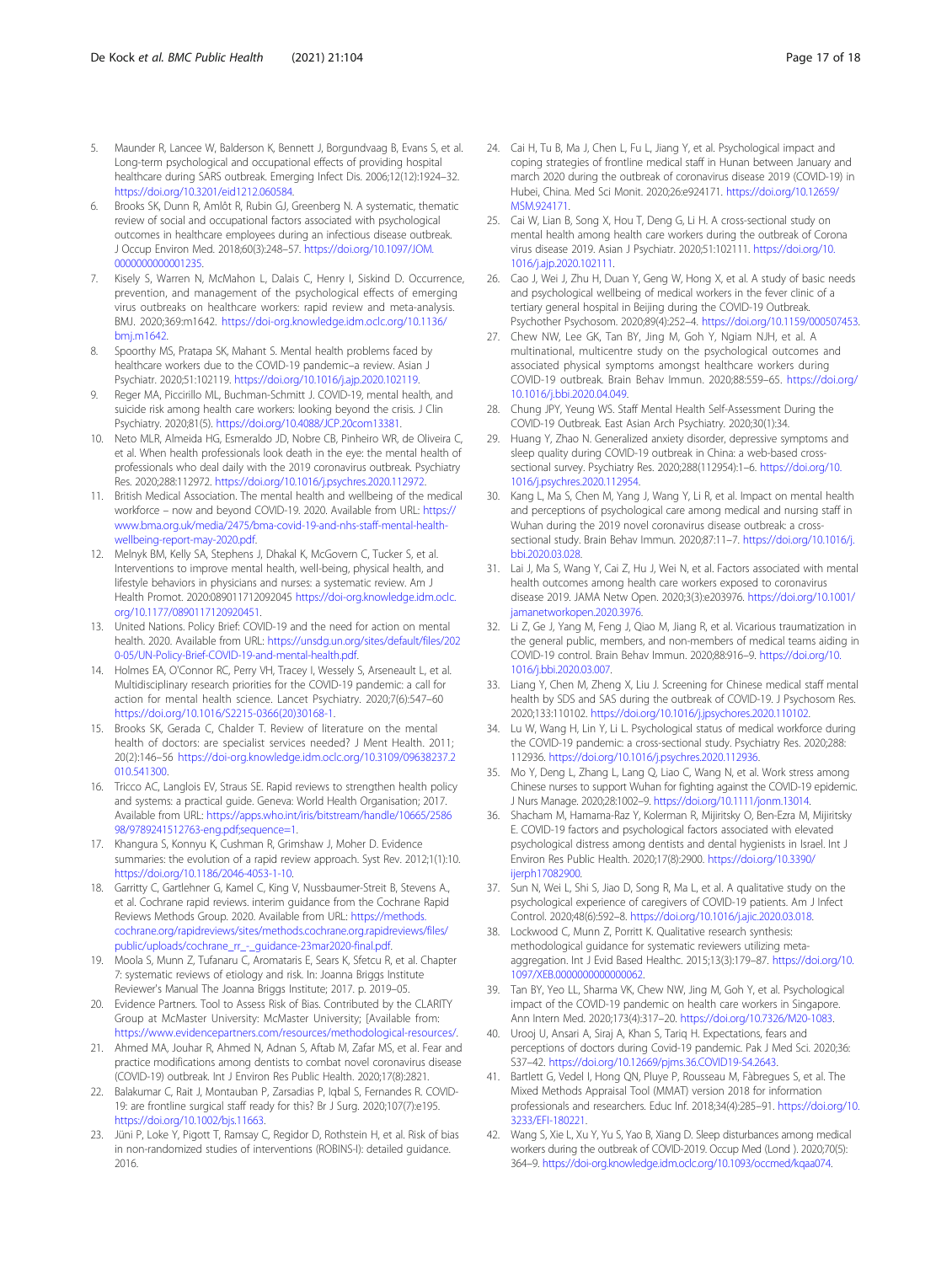5. Maunder R, Lancee W, Balderson K, Bennett J, Borgundvaag B, Evans S, et al. Long-term psychological and occupational effects of providing hospital healthcare during SARS outbreak. Emerging Infect Dis. 2006;12(12):1924–32. https://doi.org/10.3201/eid1212.060584.
6. Brooks SK, Dunn R, Amlôt R, Rubin GJ, Greenberg N. A systematic, thematic review of social and occupational factors associated with psychological outcomes in healthcare employees during an infectious disease outbreak. J Occup Environ Med. 2018;60(3):248–57. https://doi.org/10.1097/JOM.0000000000001235.
7. Kisely S, Warren N, McMahon L, Dalais C, Henry I, Siskind D. Occurrence, prevention, and management of the psychological effects of emerging virus outbreaks on healthcare workers: rapid review and meta-analysis. BMJ. 2020;369:m1642. https://doi-org.knowledge.idm.oclc.org/10.1136/bmj.m1642.
8. Spoorthy MS, Pratapa SK, Mahant S. Mental health problems faced by healthcare workers due to the COVID-19 pandemic–a review. Asian J Psychiatr. 2020;51:102119. https://doi.org/10.1016/j.ajp.2020.102119.
9. Reger MA, Piccirillo ML, Buchman-Schmitt J. COVID-19, mental health, and suicide risk among health care workers: looking beyond the crisis. J Clin Psychiatry. 2020;81(5). https://doi.org/10.4088/JCP.20com13381.
10. Neto MLR, Almeida HG, Esmeraldo JD, Nobre CB, Pinheiro WR, de Oliveira C, et al. When health professionals look death in the eye: the mental health of professionals who deal daily with the 2019 coronavirus outbreak. Psychiatry Res. 2020;288:112972. https://doi.org/10.1016/j.psychres.2020.112972.
11. British Medical Association. The mental health and wellbeing of the medical workforce – now and beyond COVID-19. 2020. Available from URL: https://www.bma.org.uk/media/2475/bma-covid-19-and-nhs-staff-mental-health-wellbeing-report-may-2020.pdf.
12. Melnyk BM, Kelly SA, Stephens J, Dhakal K, McGovern C, Tucker S, et al. Interventions to improve mental health, well-being, physical health, and lifestyle behaviors in physicians and nurses: a systematic review. Am J Health Promot. 2020:089011712092045 https://doi-org.knowledge.idm.oclc.org/10.1177/0890117120920451.
13. United Nations. Policy Brief: COVID-19 and the need for action on mental health. 2020. Available from URL: https://unsdg.un.org/sites/default/files/2020-05/UN-Policy-Brief-COVID-19-and-mental-health.pdf.
14. Holmes EA, O'Connor RC, Perry VH, Tracey I, Wessely S, Arseneault L, et al. Multidisciplinary research priorities for the COVID-19 pandemic: a call for action for mental health science. Lancet Psychiatry. 2020;7(6):547–60 https://doi.org/10.1016/S2215-0366(20)30168-1.
15. Brooks SK, Gerada C, Chalder T. Review of literature on the mental health of doctors: are specialist services needed? J Ment Health. 2011; 20(2):146–56 https://doi-org.knowledge.idm.oclc.org/10.3109/09638237.2010.541300.
16. Tricco AC, Langlois EV, Straus SE. Rapid reviews to strengthen health policy and systems: a practical guide. Geneva: World Health Organisation; 2017. Available from URL: https://apps.who.int/iris/bitstream/handle/10665/258698/9789241512763-eng.pdf;sequence=1.
17. Khangura S, Konnyu K, Cushman R, Grimshaw J, Moher D. Evidence summaries: the evolution of a rapid review approach. Syst Rev. 2012;1(1):10. https://doi.org/10.1186/2046-4053-1-10.
18. Garritty C, Gartlehner G, Kamel C, King V, Nussbaumer-Streit B, Stevens A., et al. Cochrane rapid reviews. interim guidance from the Cochrane Rapid Reviews Methods Group. 2020. Available from URL: https://methods.cochrane.org/rapidreviews/sites/methods.cochrane.org.rapidreviews/files/public/uploads/cochrane_rr_-_guidance-23mar2020-final.pdf.
19. Moola S, Munn Z, Tufanaru C, Aromataris E, Sears K, Sfetcu R, et al. Chapter 7: systematic reviews of etiology and risk. In: Joanna Briggs Institute Reviewer's Manual The Joanna Briggs Institute; 2017. p. 2019–05.
20. Evidence Partners. Tool to Assess Risk of Bias. Contributed by the CLARITY Group at McMaster University: McMaster University; [Available from: https://www.evidencepartners.com/resources/methodological-resources/.
21. Ahmed MA, Jouhar R, Ahmed N, Adnan S, Aftab M, Zafar MS, et al. Fear and practice modifications among dentists to combat novel coronavirus disease (COVID-19) outbreak. Int J Environ Res Public Health. 2020;17(8):2821.
22. Balakumar C, Rait J, Montauban P, Zarsadias P, Iqbal S, Fernandes R. COVID-19: are frontline surgical staff ready for this? Br J Surg. 2020;107(7):e195. https://doi.org/10.1002/bjs.11663.
23. Jüni P, Loke Y, Pigott T, Ramsay C, Regidor D, Rothstein H, et al. Risk of bias in non-randomized studies of interventions (ROBINS-I): detailed guidance. 2016.
24. Cai H, Tu B, Ma J, Chen L, Fu L, Jiang Y, et al. Psychological impact and coping strategies of frontline medical staff in Hunan between January and march 2020 during the outbreak of coronavirus disease 2019 (COVID-19) in Hubei, China. Med Sci Monit. 2020;26:e924171. https://doi.org/10.12659/MSM.924171.
25. Cai W, Lian B, Song X, Hou T, Deng G, Li H. A cross-sectional study on mental health among health care workers during the outbreak of Corona virus disease 2019. Asian J Psychiatr. 2020;51:102111. https://doi.org/10.1016/j.ajp.2020.102111.
26. Cao J, Wei J, Zhu H, Duan Y, Geng W, Hong X, et al. A study of basic needs and psychological wellbeing of medical workers in the fever clinic of a tertiary general hospital in Beijing during the COVID-19 Outbreak. Psychother Psychosom. 2020;89(4):252–4. https://doi.org/10.1159/000507453.
27. Chew NW, Lee GK, Tan BY, Jing M, Goh Y, Ngiam NJH, et al. A multinational, multicentre study on the psychological outcomes and associated physical symptoms amongst healthcare workers during COVID-19 outbreak. Brain Behav Immun. 2020;88:559–65. https://doi.org/10.1016/j.bbi.2020.04.049.
28. Chung JPY, Yeung WS. Staff Mental Health Self-Assessment During the COVID-19 Outbreak. East Asian Arch Psychiatry. 2020;30(1):34.
29. Huang Y, Zhao N. Generalized anxiety disorder, depressive symptoms and sleep quality during COVID-19 outbreak in China: a web-based cross-sectional survey. Psychiatry Res. 2020;288(112954):1–6. https://doi.org/10.1016/j.psychres.2020.112954.
30. Kang L, Ma S, Chen M, Yang J, Wang Y, Li R, et al. Impact on mental health and perceptions of psychological care among medical and nursing staff in Wuhan during the 2019 novel coronavirus disease outbreak: a cross-sectional study. Brain Behav Immun. 2020;87:11–7. https://doi.org/10.1016/j.bbi.2020.03.028.
31. Lai J, Ma S, Wang Y, Cai Z, Hu J, Wei N, et al. Factors associated with mental health outcomes among health care workers exposed to coronavirus disease 2019. JAMA Netw Open. 2020;3(3):e203976. https://doi.org/10.1001/jamanetworkopen.2020.3976.
32. Li Z, Ge J, Yang M, Feng J, Qiao M, Jiang R, et al. Vicarious traumatization in the general public, members, and non-members of medical teams aiding in COVID-19 control. Brain Behav Immun. 2020;88:916–9. https://doi.org/10.1016/j.bbi.2020.03.007.
33. Liang Y, Chen M, Zheng X, Liu J. Screening for Chinese medical staff mental health by SDS and SAS during the outbreak of COVID-19. J Psychosom Res. 2020;133:110102. https://doi.org/10.1016/j.jpsychores.2020.110102.
34. Lu W, Wang H, Lin Y, Li L. Psychological status of medical workforce during the COVID-19 pandemic: a cross-sectional study. Psychiatry Res. 2020;288:112936. https://doi.org/10.1016/j.psychres.2020.112936.
35. Mo Y, Deng L, Zhang L, Lang Q, Liao C, Wang N, et al. Work stress among Chinese nurses to support Wuhan for fighting against the COVID-19 epidemic. J Nurs Manage. 2020;28:1002–9. https://doi.org/10.1111/jonm.13014.
36. Shacham M, Hamama-Raz Y, Kolerman R, Mijiritsky O, Ben-Ezra M, Mijiritsky E. COVID-19 factors and psychological factors associated with elevated psychological distress among dentists and dental hygienists in Israel. Int J Environ Res Public Health. 2020;17(8):2900. https://doi.org/10.3390/ijerph17082900.
37. Sun N, Wei L, Shi S, Jiao D, Song R, Ma L, et al. A qualitative study on the psychological experience of caregivers of COVID-19 patients. Am J Infect Control. 2020;48(6):592–8. https://doi.org/10.1016/j.ajic.2020.03.018.
38. Lockwood C, Munn Z, Porritt K. Qualitative research synthesis: methodological guidance for systematic reviewers utilizing meta-aggregation. Int J Evid Based Healthc. 2015;13(3):179–87. https://doi.org/10.1097/XEB.0000000000000062.
39. Tan BY, Yeo LL, Sharma VK, Chew NW, Jing M, Goh Y, et al. Psychological impact of the COVID-19 pandemic on health care workers in Singapore. Ann Intern Med. 2020;173(4):317–20. https://doi.org/10.7326/M20-1083.
40. Urooj U, Ansari A, Siraj A, Khan S, Tariq H. Expectations, fears and perceptions of doctors during Covid-19 pandemic. Pak J Med Sci. 2020;36:S37–42. https://doi.org/10.12669/pjms.36.COVID19-S4.2643.
41. Bartlett G, Vedel I, Hong QN, Pluye P, Rousseau M, Fàbregues S, et al. The Mixed Methods Appraisal Tool (MMAT) version 2018 for information professionals and researchers. Educ Inf. 2018;34(4):285–91. https://doi.org/10.3233/EFI-180221.
42. Wang S, Xie L, Xu Y, Yu S, Yao B, Xiang D. Sleep disturbances among medical workers during the outbreak of COVID-2019. Occup Med (Lond ). 2020;70(5):364–9. https://doi-org.knowledge.idm.oclc.org/10.1093/occmed/kqaa074.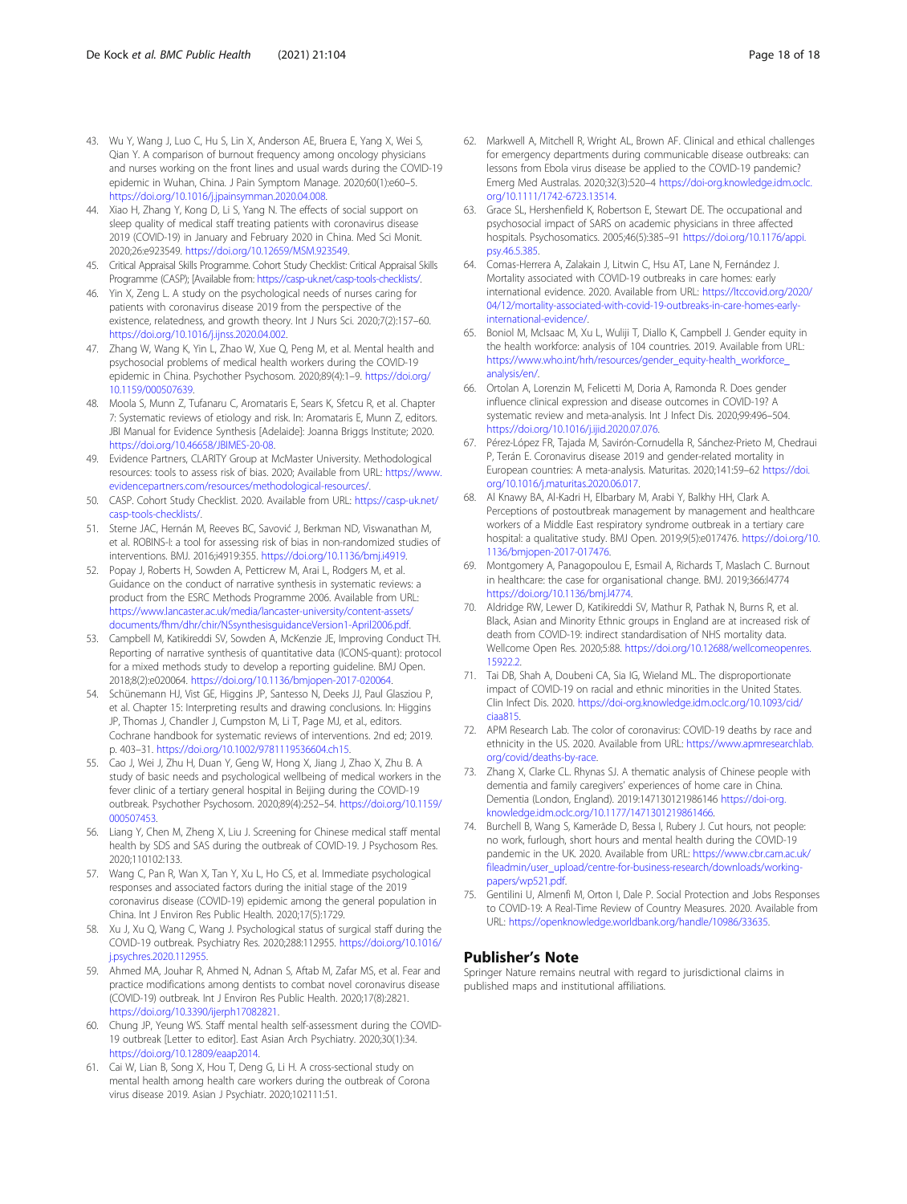43. Wu Y, Wang J, Luo C, Hu S, Lin X, Anderson AE, Bruera E, Yang X, Wei S, Qian Y. A comparison of burnout frequency among oncology physicians and nurses working on the front lines and usual wards during the COVID-19 epidemic in Wuhan, China. J Pain Symptom Manage. 2020;60(1):e60–5. https://doi.org/10.1016/j.jpainsymman.2020.04.008.
44. Xiao H, Zhang Y, Kong D, Li S, Yang N. The effects of social support on sleep quality of medical staff treating patients with coronavirus disease 2019 (COVID-19) in January and February 2020 in China. Med Sci Monit. 2020;26:e923549. https://doi.org/10.12659/MSM.923549.
45. Critical Appraisal Skills Programme. Cohort Study Checklist: Critical Appraisal Skills Programme (CASP); [Available from: https://casp-uk.net/casp-tools-checklists/.
46. Yin X, Zeng L. A study on the psychological needs of nurses caring for patients with coronavirus disease 2019 from the perspective of the existence, relatedness, and growth theory. Int J Nurs Sci. 2020;7(2):157–60. https://doi.org/10.1016/j.ijnss.2020.04.002.
47. Zhang W, Wang K, Yin L, Zhao W, Xue Q, Peng M, et al. Mental health and psychosocial problems of medical health workers during the COVID-19 epidemic in China. Psychother Psychosom. 2020;89(4):1–9. https://doi.org/10.1159/000507639.
48. Moola S, Munn Z, Tufanaru C, Aromataris E, Sears K, Sfetcu R, et al. Chapter 7: Systematic reviews of etiology and risk. In: Aromataris E, Munn Z, editors. JBI Manual for Evidence Synthesis [Adelaide]: Joanna Briggs Institute; 2020. https://doi.org/10.46658/JBIMES-20-08.
49. Evidence Partners, CLARITY Group at McMaster University. Methodological resources: tools to assess risk of bias. 2020; Available from URL: https://www.evidencepartners.com/resources/methodological-resources/.
50. CASP. Cohort Study Checklist. 2020. Available from URL: https://casp-uk.net/casp-tools-checklists/.
51. Sterne JAC, Hernán M, Reeves BC, Savović J, Berkman ND, Viswanathan M, et al. ROBINS-I: a tool for assessing risk of bias in non-randomized studies of interventions. BMJ. 2016;i4919:355. https://doi.org/10.1136/bmj.i4919.
52. Popay J, Roberts H, Sowden A, Petticrew M, Arai L, Rodgers M, et al. Guidance on the conduct of narrative synthesis in systematic reviews: a product from the ESRC Methods Programme 2006. Available from URL: https://www.lancaster.ac.uk/media/lancaster-university/content-assets/documents/fhm/dhr/chir/NSsynthesisguidanceVersion1-April2006.pdf.
53. Campbell M, Katikireddi SV, Sowden A, McKenzie JE, Improving Conduct TH. Reporting of narrative synthesis of quantitative data (ICONS-quant): protocol for a mixed methods study to develop a reporting guideline. BMJ Open. 2018;8(2):e020064. https://doi.org/10.1136/bmjopen-2017-020064.
54. Schünemann HJ, Vist GE, Higgins JP, Santesso N, Deeks JJ, Paul Glasziou P, et al. Chapter 15: Interpreting results and drawing conclusions. In: Higgins JP, Thomas J, Chandler J, Cumpston M, Li T, Page MJ, et al., editors. Cochrane handbook for systematic reviews of interventions. 2nd ed; 2019. p. 403–31. https://doi.org/10.1002/9781119536604.ch15.
55. Cao J, Wei J, Zhu H, Duan Y, Geng W, Hong X, Jiang J, Zhao X, Zhu B. A study of basic needs and psychological wellbeing of medical workers in the fever clinic of a tertiary general hospital in Beijing during the COVID-19 outbreak. Psychother Psychosom. 2020;89(4):252–54. https://doi.org/10.1159/000507453.
56. Liang Y, Chen M, Zheng X, Liu J. Screening for Chinese medical staff mental health by SDS and SAS during the outbreak of COVID-19. J Psychosom Res. 2020;110102:133.
57. Wang C, Pan R, Wan X, Tan Y, Xu L, Ho CS, et al. Immediate psychological responses and associated factors during the initial stage of the 2019 coronavirus disease (COVID-19) epidemic among the general population in China. Int J Environ Res Public Health. 2020;17(5):1729.
58. Xu J, Xu Q, Wang C, Wang J. Psychological status of surgical staff during the COVID-19 outbreak. Psychiatry Res. 2020;288:112955. https://doi.org/10.1016/j.psychres.2020.112955.
59. Ahmed MA, Jouhar R, Ahmed N, Adnan S, Aftab M, Zafar MS, et al. Fear and practice modifications among dentists to combat novel coronavirus disease (COVID-19) outbreak. Int J Environ Res Public Health. 2020;17(8):2821. https://doi.org/10.3390/ijerph17082821.
60. Chung JP, Yeung WS. Staff mental health self-assessment during the COVID-19 outbreak [Letter to editor]. East Asian Arch Psychiatry. 2020;30(1):34. https://doi.org/10.12809/eaap2014.
61. Cai W, Lian B, Song X, Hou T, Deng G, Li H. A cross-sectional study on mental health among health care workers during the outbreak of Corona virus disease 2019. Asian J Psychiatr. 2020;102111:51.
62. Markwell A, Mitchell R, Wright AL, Brown AF. Clinical and ethical challenges for emergency departments during communicable disease outbreaks: can lessons from Ebola virus disease be applied to the COVID-19 pandemic? Emerg Med Australas. 2020;32(3):520–4 https://doi-org.knowledge.idm.oclc.org/10.1111/1742-6723.13514.
63. Grace SL, Hershenfield K, Robertson E, Stewart DE. The occupational and psychosocial impact of SARS on academic physicians in three affected hospitals. Psychosomatics. 2005;46(5):385–91 https://doi.org/10.1176/appi.psy.46.5.385.
64. Comas-Herrera A, Zalakain J, Litwin C, Hsu AT, Lane N, Fernández J. Mortality associated with COVID-19 outbreaks in care homes: early international evidence. 2020. Available from URL: https://ltccovid.org/2020/04/12/mortality-associated-with-covid-19-outbreaks-in-care-homes-early-international-evidence/.
65. Boniol M, McIsaac M, Xu L, Wuliji T, Diallo K, Campbell J. Gender equity in the health workforce: analysis of 104 countries. 2019. Available from URL: https://www.who.int/hrh/resources/gender_equity-health_workforce_analysis/en/.
66. Ortolan A, Lorenzin M, Felicetti M, Doria A, Ramonda R. Does gender influence clinical expression and disease outcomes in COVID-19? A systematic review and meta-analysis. Int J Infect Dis. 2020;99:496–504. https://doi.org/10.1016/j.ijid.2020.07.076.
67. Pérez-López FR, Tajada M, Savirón-Cornudella R, Sánchez-Prieto M, Chedraui P, Terán E. Coronavirus disease 2019 and gender-related mortality in European countries: A meta-analysis. Maturitas. 2020;141:59–62 https://doi.org/10.1016/j.maturitas.2020.06.017.
68. Al Knawy BA, Al-Kadri H, Elbarbary M, Arabi Y, Balkhy HH, Clark A. Perceptions of postoutbreak management by management and healthcare workers of a Middle East respiratory syndrome outbreak in a tertiary care hospital: a qualitative study. BMJ Open. 2019;9(5):e017476. https://doi.org/10.1136/bmjopen-2017-017476.
69. Montgomery A, Panagopoulou E, Esmail A, Richards T, Maslach C. Burnout in healthcare: the case for organisational change. BMJ. 2019;366:l4774 https://doi.org/10.1136/bmj.l4774.
70. Aldridge RW, Lewer D, Katikireddi SV, Mathur R, Pathak N, Burns R, et al. Black, Asian and Minority Ethnic groups in England are at increased risk of death from COVID-19: indirect standardisation of NHS mortality data. Wellcome Open Res. 2020;5:88. https://doi.org/10.12688/wellcomeopenres.15922.2.
71. Tai DB, Shah A, Doubeni CA, Sia IG, Wieland ML. The disproportionate impact of COVID-19 on racial and ethnic minorities in the United States. Clin Infect Dis. 2020. https://doi-org.knowledge.idm.oclc.org/10.1093/cid/ciaa815.
72. APM Research Lab. The color of coronavirus: COVID-19 deaths by race and ethnicity in the US. 2020. Available from URL: https://www.apmresearchlab.org/covid/deaths-by-race.
73. Zhang X, Clarke CL. Rhynas SJ. A thematic analysis of Chinese people with dementia and family caregivers' experiences of home care in China. Dementia (London, England). 2019:147130121986146 https://doi-org.knowledge.idm.oclc.org/10.1177/1471301219861466.
74. Burchell B, Wang S, Kamerāde D, Bessa I, Rubery J. Cut hours, not people: no work, furlough, short hours and mental health during the COVID-19 pandemic in the UK. 2020. Available from URL: https://www.cbr.cam.ac.uk/fileadmin/user_upload/centre-for-business-research/downloads/working-papers/wp521.pdf.
75. Gentilini U, Almenfi M, Orton I, Dale P. Social Protection and Jobs Responses to COVID-19: A Real-Time Review of Country Measures. 2020. Available from URL: https://openknowledge.worldbank.org/handle/10986/33635.

## Publisher's Note

Springer Nature remains neutral with regard to jurisdictional claims in published maps and institutional affiliations.